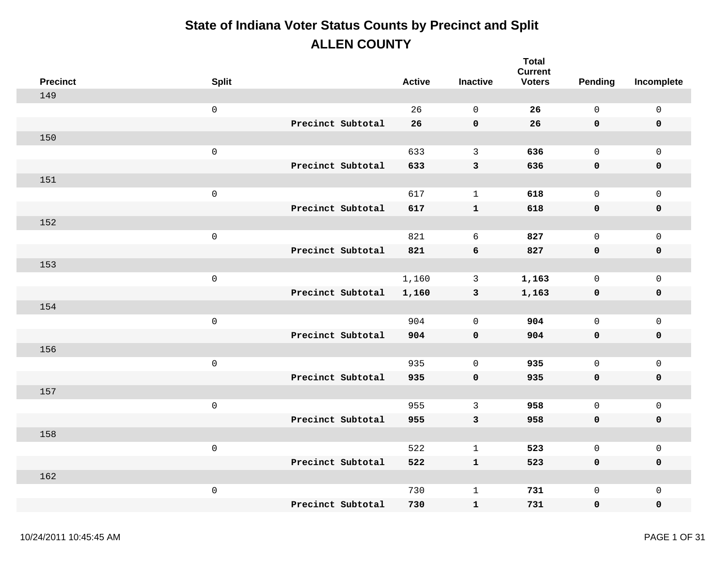# State of Indiana Voter Status Counts by Precinct and Split

## ALLEN COUNTY

| Precinct | Split | | Active | Inactive | Total Current Voters | Pending | Incomplete |
|---|---|---|---|---|---|---|---|
| 149 | | | | | | | |
| | 0 | | 26 | 0 | **26** | 0 | 0 |
| | | **Precinct Subtotal** | **26** | **0** | **26** | **0** | **0** |
| 150 | | | | | | | |
| | 0 | | 633 | 3 | **636** | 0 | 0 |
| | | **Precinct Subtotal** | **633** | **3** | **636** | **0** | **0** |
| 151 | | | | | | | |
| | 0 | | 617 | 1 | **618** | 0 | 0 |
| | | **Precinct Subtotal** | **617** | **1** | **618** | **0** | **0** |
| 152 | | | | | | | |
| | 0 | | 821 | 6 | **827** | 0 | 0 |
| | | **Precinct Subtotal** | **821** | **6** | **827** | **0** | **0** |
| 153 | | | | | | | |
| | 0 | | 1,160 | 3 | **1,163** | 0 | 0 |
| | | **Precinct Subtotal** | **1,160** | **3** | **1,163** | **0** | **0** |
| 154 | | | | | | | |
| | 0 | | 904 | 0 | **904** | 0 | 0 |
| | | **Precinct Subtotal** | **904** | **0** | **904** | **0** | **0** |
| 156 | | | | | | | |
| | 0 | | 935 | 0 | **935** | 0 | 0 |
| | | **Precinct Subtotal** | **935** | **0** | **935** | **0** | **0** |
| 157 | | | | | | | |
| | 0 | | 955 | 3 | **958** | 0 | 0 |
| | | **Precinct Subtotal** | **955** | **3** | **958** | **0** | **0** |
| 158 | | | | | | | |
| | 0 | | 522 | 1 | **523** | 0 | 0 |
| | | **Precinct Subtotal** | **522** | **1** | **523** | **0** | **0** |
| 162 | | | | | | | |
| | 0 | | 730 | 1 | **731** | 0 | 0 |
| | | **Precinct Subtotal** | **730** | **1** | **731** | **0** | **0** |

10/24/2011 10:45:45 AM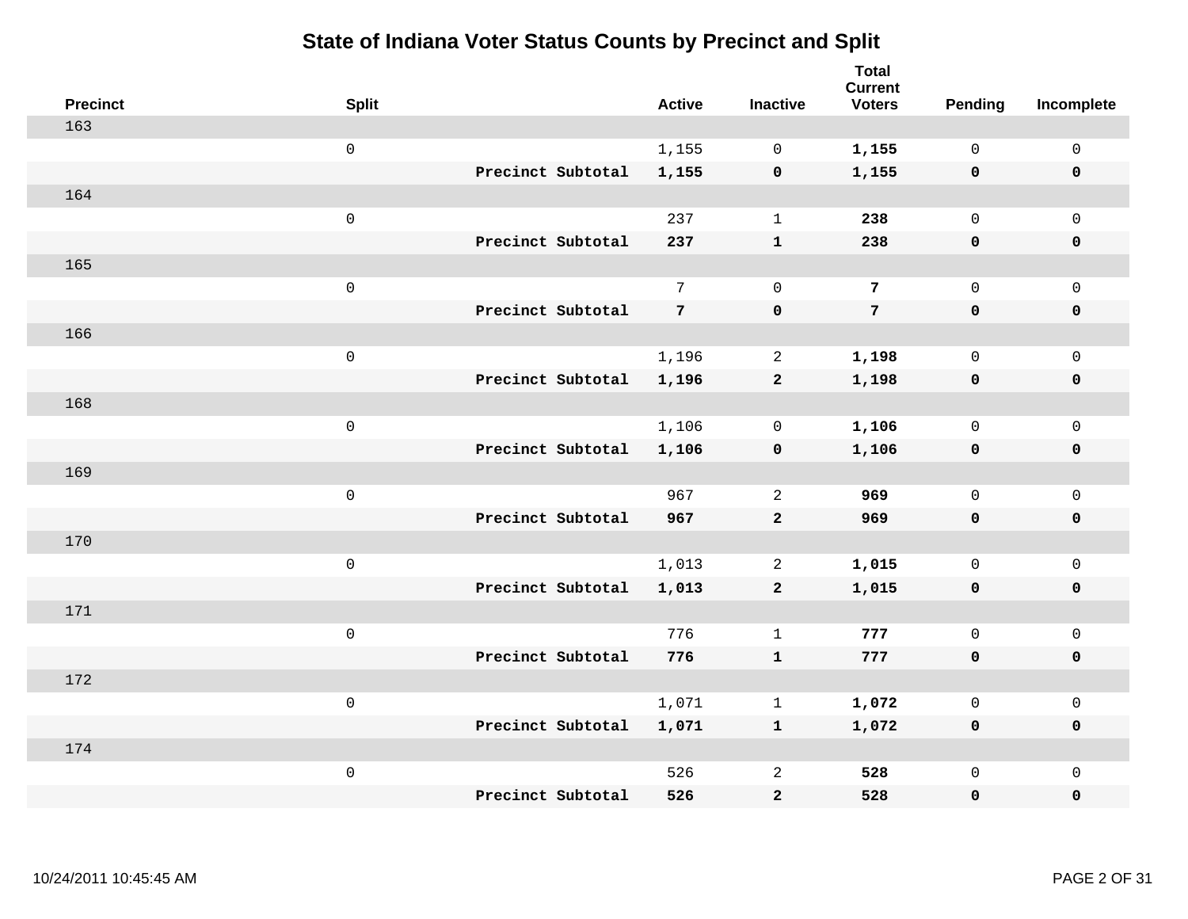# State of Indiana Voter Status Counts by Precinct and Split

| Precinct | Split | | Active | Inactive | Total Current Voters | Pending | Incomplete |
|---|---|---|---|---|---|---|---|
| 163 | | | | | | | |
| | 0 | | 1,155 | 0 | **1,155** | 0 | 0 |
| | | **Precinct Subtotal** | **1,155** | **0** | **1,155** | **0** | **0** |
| 164 | | | | | | | |
| | 0 | | 237 | 1 | **238** | 0 | 0 |
| | | **Precinct Subtotal** | **237** | **1** | **238** | **0** | **0** |
| 165 | | | | | | | |
| | 0 | | 7 | 0 | **7** | 0 | 0 |
| | | **Precinct Subtotal** | **7** | **0** | **7** | **0** | **0** |
| 166 | | | | | | | |
| | 0 | | 1,196 | 2 | **1,198** | 0 | 0 |
| | | **Precinct Subtotal** | **1,196** | **2** | **1,198** | **0** | **0** |
| 168 | | | | | | | |
| | 0 | | 1,106 | 0 | **1,106** | 0 | 0 |
| | | **Precinct Subtotal** | **1,106** | **0** | **1,106** | **0** | **0** |
| 169 | | | | | | | |
| | 0 | | 967 | 2 | **969** | 0 | 0 |
| | | **Precinct Subtotal** | **967** | **2** | **969** | **0** | **0** |
| 170 | | | | | | | |
| | 0 | | 1,013 | 2 | **1,015** | 0 | 0 |
| | | **Precinct Subtotal** | **1,013** | **2** | **1,015** | **0** | **0** |
| 171 | | | | | | | |
| | 0 | | 776 | 1 | **777** | 0 | 0 |
| | | **Precinct Subtotal** | **776** | **1** | **777** | **0** | **0** |
| 172 | | | | | | | |
| | 0 | | 1,071 | 1 | **1,072** | 0 | 0 |
| | | **Precinct Subtotal** | **1,071** | **1** | **1,072** | **0** | **0** |
| 174 | | | | | | | |
| | 0 | | 526 | 2 | **528** | 0 | 0 |
| | | **Precinct Subtotal** | **526** | **2** | **528** | **0** | **0** |

10/24/2011 10:45:45 AM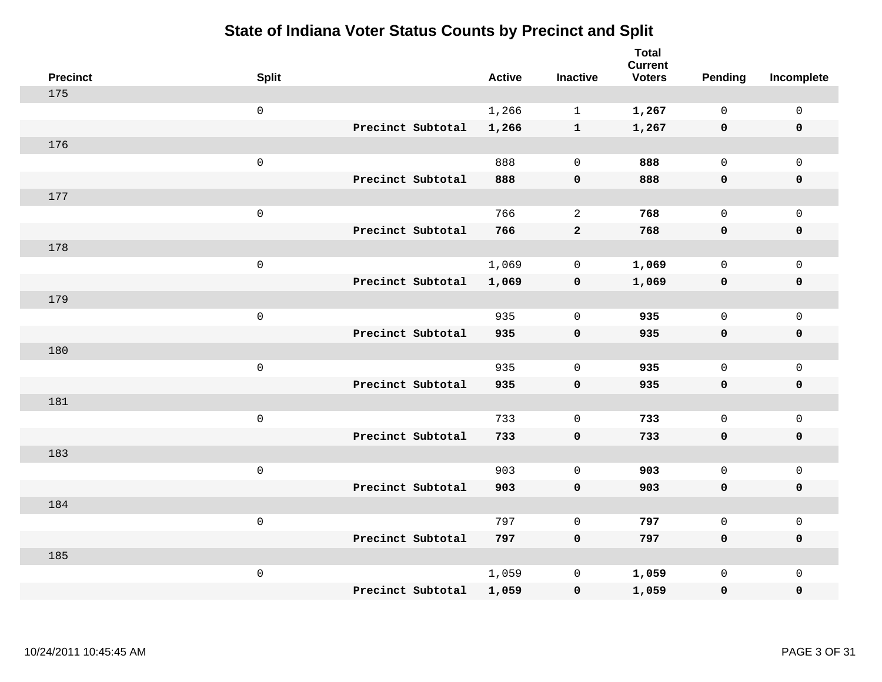# State of Indiana Voter Status Counts by Precinct and Split

| Precinct | Split | | Active | Inactive | Total Current Voters | Pending | Incomplete |
|---|---|---|---|---|---|---|---|
| 175 | | | | | | | |
| | 0 | | 1,266 | 1 | **1,267** | 0 | 0 |
| | | **Precinct Subtotal** | **1,266** | **1** | **1,267** | **0** | **0** |
| 176 | | | | | | | |
| | 0 | | 888 | 0 | **888** | 0 | 0 |
| | | **Precinct Subtotal** | **888** | **0** | **888** | **0** | **0** |
| 177 | | | | | | | |
| | 0 | | 766 | 2 | **768** | 0 | 0 |
| | | **Precinct Subtotal** | **766** | **2** | **768** | **0** | **0** |
| 178 | | | | | | | |
| | 0 | | 1,069 | 0 | **1,069** | 0 | 0 |
| | | **Precinct Subtotal** | **1,069** | **0** | **1,069** | **0** | **0** |
| 179 | | | | | | | |
| | 0 | | 935 | 0 | **935** | 0 | 0 |
| | | **Precinct Subtotal** | **935** | **0** | **935** | **0** | **0** |
| 180 | | | | | | | |
| | 0 | | 935 | 0 | **935** | 0 | 0 |
| | | **Precinct Subtotal** | **935** | **0** | **935** | **0** | **0** |
| 181 | | | | | | | |
| | 0 | | 733 | 0 | **733** | 0 | 0 |
| | | **Precinct Subtotal** | **733** | **0** | **733** | **0** | **0** |
| 183 | | | | | | | |
| | 0 | | 903 | 0 | **903** | 0 | 0 |
| | | **Precinct Subtotal** | **903** | **0** | **903** | **0** | **0** |
| 184 | | | | | | | |
| | 0 | | 797 | 0 | **797** | 0 | 0 |
| | | **Precinct Subtotal** | **797** | **0** | **797** | **0** | **0** |
| 185 | | | | | | | |
| | 0 | | 1,059 | 0 | **1,059** | 0 | 0 |
| | | **Precinct Subtotal** | **1,059** | **0** | **1,059** | **0** | **0** |

10/24/2011 10:45:45 AM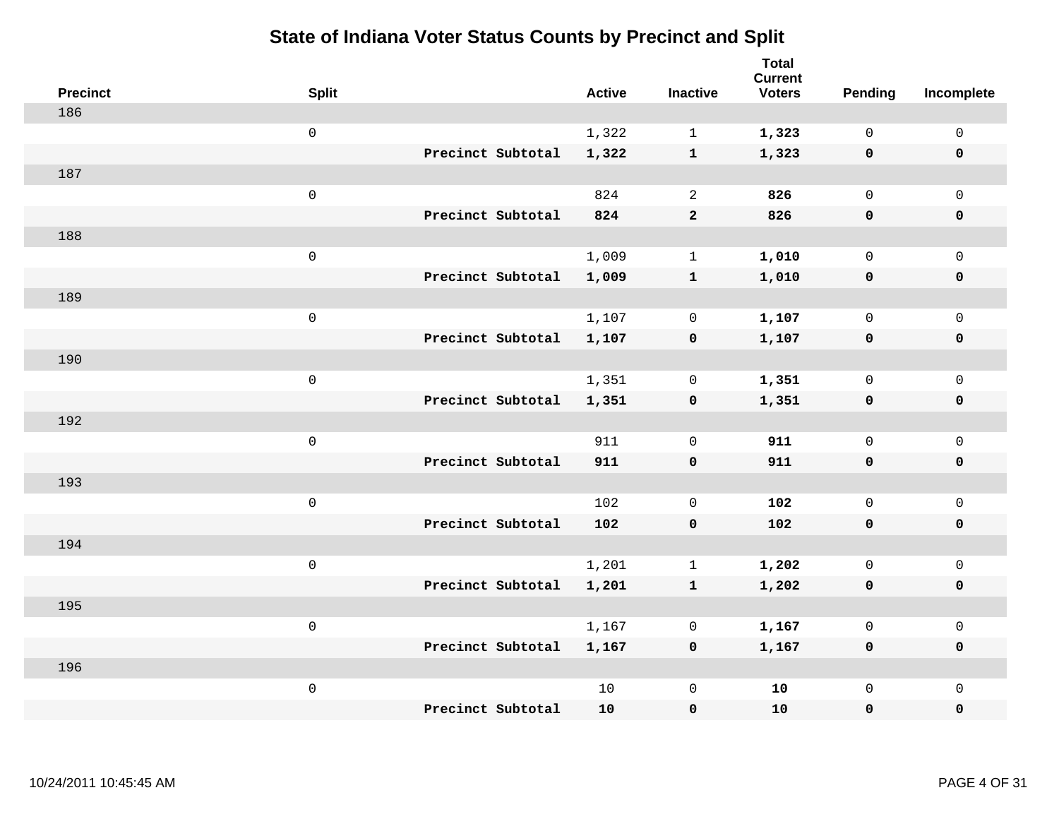# State of Indiana Voter Status Counts by Precinct and Split

| Precinct | Split | | Active | Inactive | Total Current Voters | Pending | Incomplete |
|---|---|---|---|---|---|---|---|
| 186 | | | | | | | |
| | 0 | | 1,322 | 1 | **1,323** | 0 | 0 |
| | | **Precinct Subtotal** | **1,322** | **1** | **1,323** | **0** | **0** |
| 187 | | | | | | | |
| | 0 | | 824 | 2 | **826** | 0 | 0 |
| | | **Precinct Subtotal** | **824** | **2** | **826** | **0** | **0** |
| 188 | | | | | | | |
| | 0 | | 1,009 | 1 | **1,010** | 0 | 0 |
| | | **Precinct Subtotal** | **1,009** | **1** | **1,010** | **0** | **0** |
| 189 | | | | | | | |
| | 0 | | 1,107 | 0 | **1,107** | 0 | 0 |
| | | **Precinct Subtotal** | **1,107** | **0** | **1,107** | **0** | **0** |
| 190 | | | | | | | |
| | 0 | | 1,351 | 0 | **1,351** | 0 | 0 |
| | | **Precinct Subtotal** | **1,351** | **0** | **1,351** | **0** | **0** |
| 192 | | | | | | | |
| | 0 | | 911 | 0 | **911** | 0 | 0 |
| | | **Precinct Subtotal** | **911** | **0** | **911** | **0** | **0** |
| 193 | | | | | | | |
| | 0 | | 102 | 0 | **102** | 0 | 0 |
| | | **Precinct Subtotal** | **102** | **0** | **102** | **0** | **0** |
| 194 | | | | | | | |
| | 0 | | 1,201 | 1 | **1,202** | 0 | 0 |
| | | **Precinct Subtotal** | **1,201** | **1** | **1,202** | **0** | **0** |
| 195 | | | | | | | |
| | 0 | | 1,167 | 0 | **1,167** | 0 | 0 |
| | | **Precinct Subtotal** | **1,167** | **0** | **1,167** | **0** | **0** |
| 196 | | | | | | | |
| | 0 | | 10 | 0 | **10** | 0 | 0 |
| | | **Precinct Subtotal** | **10** | **0** | **10** | **0** | **0** |

10/24/2011 10:45:45 AM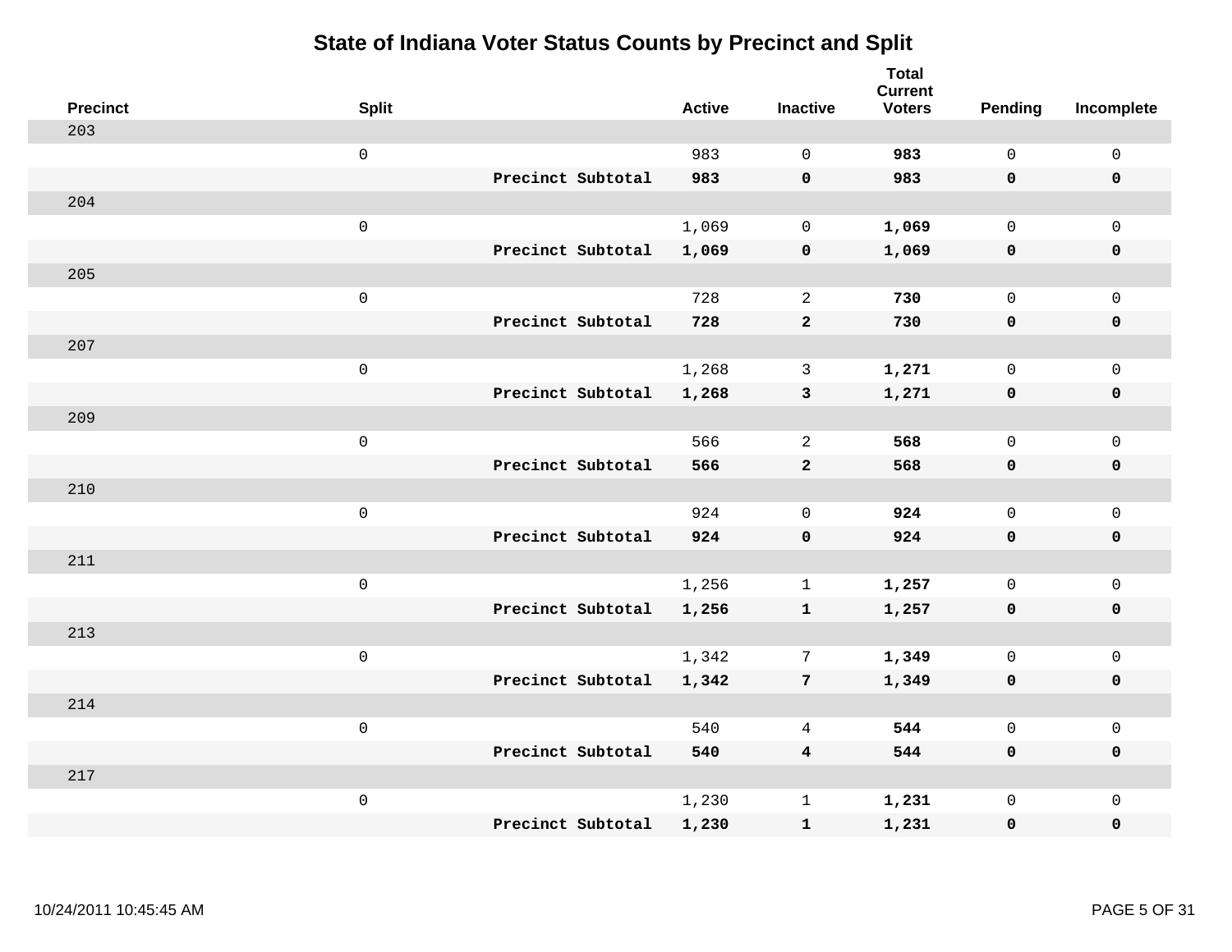# State of Indiana Voter Status Counts by Precinct and Split

| Precinct | Split | | Active | Inactive | Total Current Voters | Pending | Incomplete |
|---|---|---|---|---|---|---|---|
| 203 | | | | | | | |
| | 0 | | 983 | 0 | **983** | 0 | 0 |
| | | **Precinct Subtotal** | **983** | **0** | **983** | **0** | **0** |
| 204 | | | | | | | |
| | 0 | | 1,069 | 0 | **1,069** | 0 | 0 |
| | | **Precinct Subtotal** | **1,069** | **0** | **1,069** | **0** | **0** |
| 205 | | | | | | | |
| | 0 | | 728 | 2 | **730** | 0 | 0 |
| | | **Precinct Subtotal** | **728** | **2** | **730** | **0** | **0** |
| 207 | | | | | | | |
| | 0 | | 1,268 | 3 | **1,271** | 0 | 0 |
| | | **Precinct Subtotal** | **1,268** | **3** | **1,271** | **0** | **0** |
| 209 | | | | | | | |
| | 0 | | 566 | 2 | **568** | 0 | 0 |
| | | **Precinct Subtotal** | **566** | **2** | **568** | **0** | **0** |
| 210 | | | | | | | |
| | 0 | | 924 | 0 | **924** | 0 | 0 |
| | | **Precinct Subtotal** | **924** | **0** | **924** | **0** | **0** |
| 211 | | | | | | | |
| | 0 | | 1,256 | 1 | **1,257** | 0 | 0 |
| | | **Precinct Subtotal** | **1,256** | **1** | **1,257** | **0** | **0** |
| 213 | | | | | | | |
| | 0 | | 1,342 | 7 | **1,349** | 0 | 0 |
| | | **Precinct Subtotal** | **1,342** | **7** | **1,349** | **0** | **0** |
| 214 | | | | | | | |
| | 0 | | 540 | 4 | **544** | 0 | 0 |
| | | **Precinct Subtotal** | **540** | **4** | **544** | **0** | **0** |
| 217 | | | | | | | |
| | 0 | | 1,230 | 1 | **1,231** | 0 | 0 |
| | | **Precinct Subtotal** | **1,230** | **1** | **1,231** | **0** | **0** |

10/24/2011 10:45:45 AM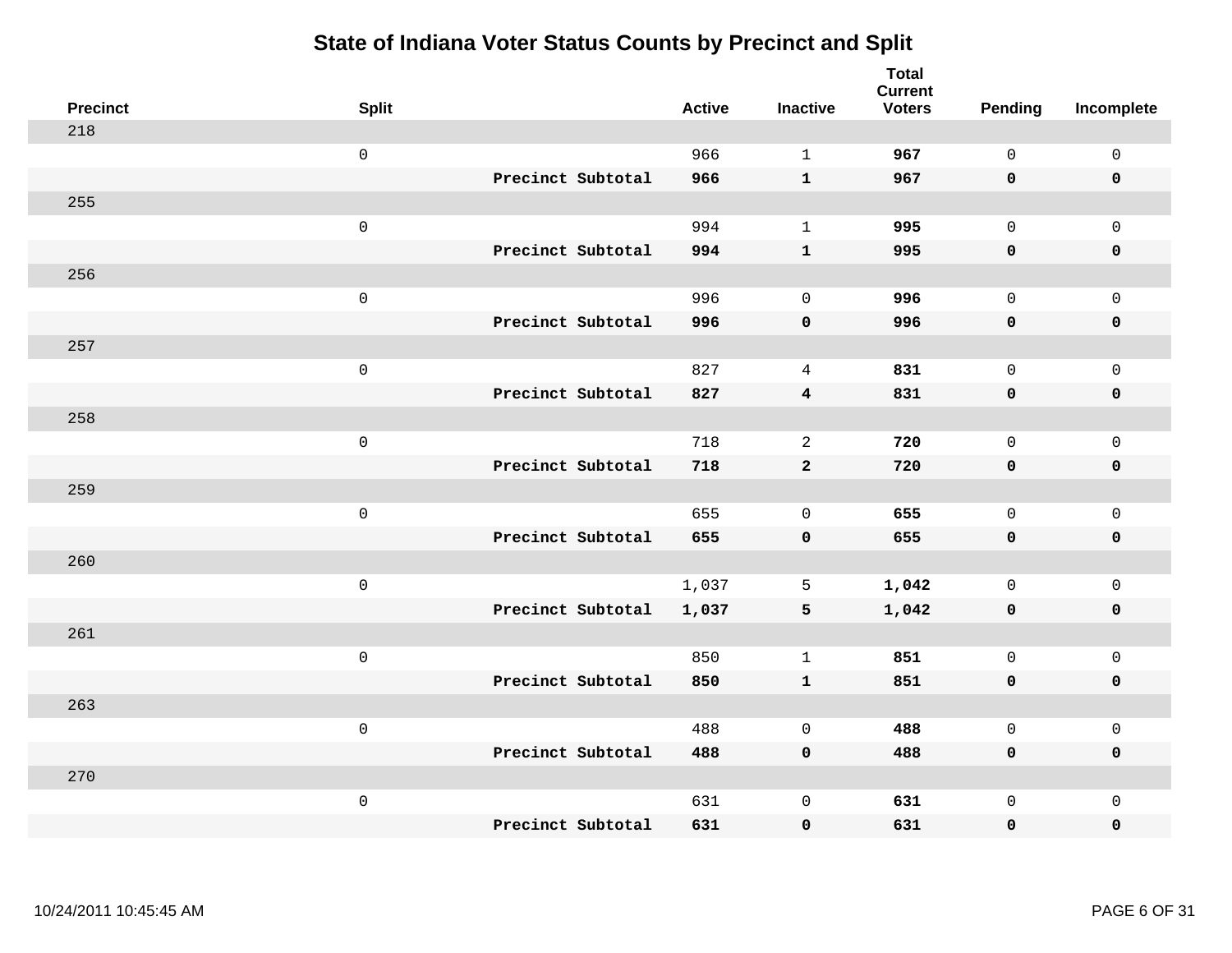# State of Indiana Voter Status Counts by Precinct and Split

| Precinct | Split | | Active | Inactive | Total Current Voters | Pending | Incomplete |
|---|---|---|---|---|---|---|---|
| 218 | | | | | | | |
| | 0 | | 966 | 1 | **967** | 0 | 0 |
| | | **Precinct Subtotal** | **966** | **1** | **967** | **0** | **0** |
| 255 | | | | | | | |
| | 0 | | 994 | 1 | **995** | 0 | 0 |
| | | **Precinct Subtotal** | **994** | **1** | **995** | **0** | **0** |
| 256 | | | | | | | |
| | 0 | | 996 | 0 | **996** | 0 | 0 |
| | | **Precinct Subtotal** | **996** | **0** | **996** | **0** | **0** |
| 257 | | | | | | | |
| | 0 | | 827 | 4 | **831** | 0 | 0 |
| | | **Precinct Subtotal** | **827** | **4** | **831** | **0** | **0** |
| 258 | | | | | | | |
| | 0 | | 718 | 2 | **720** | 0 | 0 |
| | | **Precinct Subtotal** | **718** | **2** | **720** | **0** | **0** |
| 259 | | | | | | | |
| | 0 | | 655 | 0 | **655** | 0 | 0 |
| | | **Precinct Subtotal** | **655** | **0** | **655** | **0** | **0** |
| 260 | | | | | | | |
| | 0 | | 1,037 | 5 | **1,042** | 0 | 0 |
| | | **Precinct Subtotal** | **1,037** | **5** | **1,042** | **0** | **0** |
| 261 | | | | | | | |
| | 0 | | 850 | 1 | **851** | 0 | 0 |
| | | **Precinct Subtotal** | **850** | **1** | **851** | **0** | **0** |
| 263 | | | | | | | |
| | 0 | | 488 | 0 | **488** | 0 | 0 |
| | | **Precinct Subtotal** | **488** | **0** | **488** | **0** | **0** |
| 270 | | | | | | | |
| | 0 | | 631 | 0 | **631** | 0 | 0 |
| | | **Precinct Subtotal** | **631** | **0** | **631** | **0** | **0** |

10/24/2011 10:45:45 AM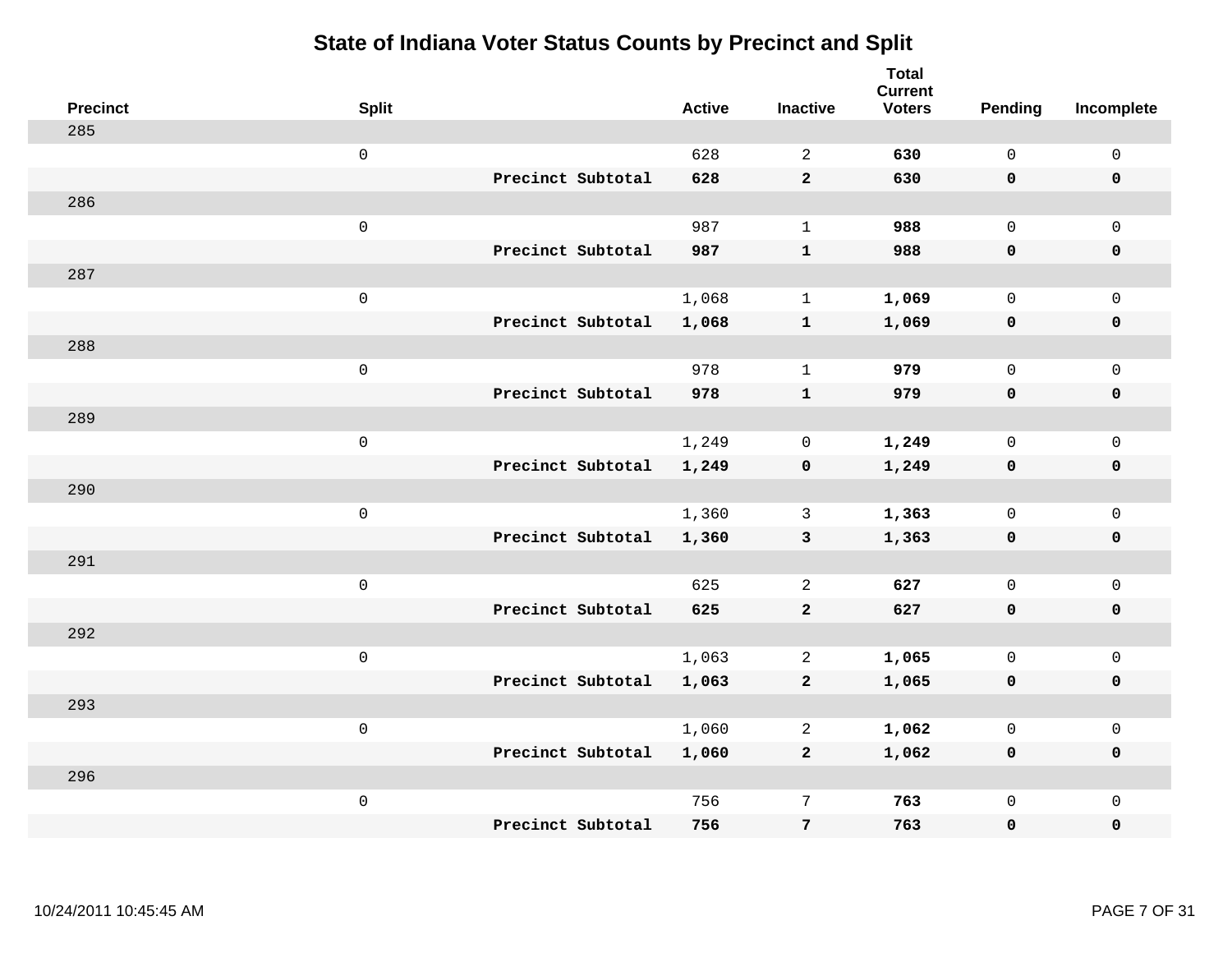# State of Indiana Voter Status Counts by Precinct and Split

| Precinct | Split | | Active | Inactive | Total Current Voters | Pending | Incomplete |
|---|---|---|---|---|---|---|---|
| 285 | | | | | | | |
| | 0 | | 628 | 2 | **630** | 0 | 0 |
| | | **Precinct Subtotal** | **628** | **2** | **630** | **0** | **0** |
| 286 | | | | | | | |
| | 0 | | 987 | 1 | **988** | 0 | 0 |
| | | **Precinct Subtotal** | **987** | **1** | **988** | **0** | **0** |
| 287 | | | | | | | |
| | 0 | | 1,068 | 1 | **1,069** | 0 | 0 |
| | | **Precinct Subtotal** | **1,068** | **1** | **1,069** | **0** | **0** |
| 288 | | | | | | | |
| | 0 | | 978 | 1 | **979** | 0 | 0 |
| | | **Precinct Subtotal** | **978** | **1** | **979** | **0** | **0** |
| 289 | | | | | | | |
| | 0 | | 1,249 | 0 | **1,249** | 0 | 0 |
| | | **Precinct Subtotal** | **1,249** | **0** | **1,249** | **0** | **0** |
| 290 | | | | | | | |
| | 0 | | 1,360 | 3 | **1,363** | 0 | 0 |
| | | **Precinct Subtotal** | **1,360** | **3** | **1,363** | **0** | **0** |
| 291 | | | | | | | |
| | 0 | | 625 | 2 | **627** | 0 | 0 |
| | | **Precinct Subtotal** | **625** | **2** | **627** | **0** | **0** |
| 292 | | | | | | | |
| | 0 | | 1,063 | 2 | **1,065** | 0 | 0 |
| | | **Precinct Subtotal** | **1,063** | **2** | **1,065** | **0** | **0** |
| 293 | | | | | | | |
| | 0 | | 1,060 | 2 | **1,062** | 0 | 0 |
| | | **Precinct Subtotal** | **1,060** | **2** | **1,062** | **0** | **0** |
| 296 | | | | | | | |
| | 0 | | 756 | 7 | **763** | 0 | 0 |
| | | **Precinct Subtotal** | **756** | **7** | **763** | **0** | **0** |

10/24/2011 10:45:45 AM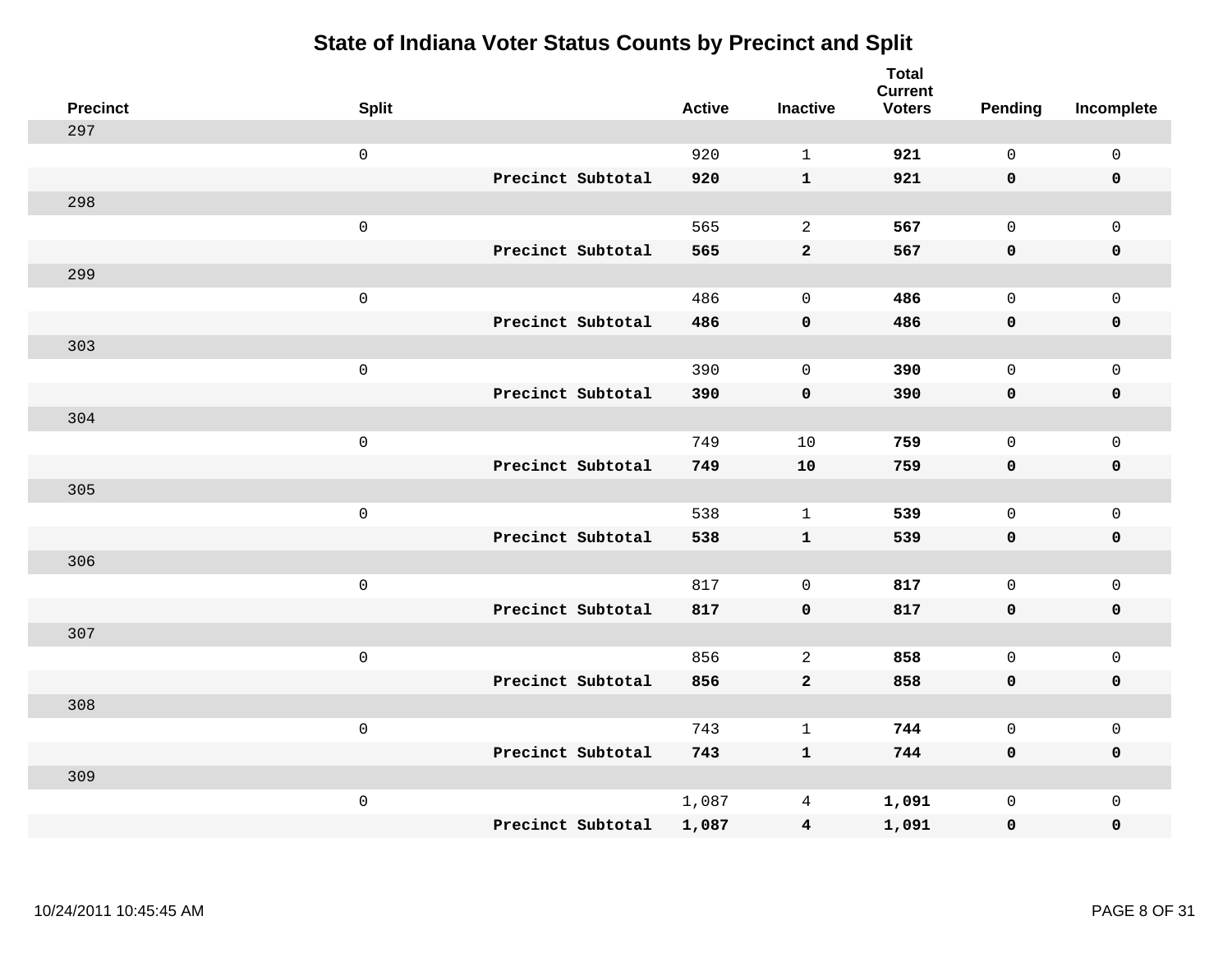# State of Indiana Voter Status Counts by Precinct and Split

| Precinct | Split | | Active | Inactive | Total Current Voters | Pending | Incomplete |
|---|---|---|---|---|---|---|---|
| 297 | | | | | | | |
| | 0 | | 920 | 1 | **921** | 0 | 0 |
| | | **Precinct Subtotal** | **920** | **1** | **921** | **0** | **0** |
| 298 | | | | | | | |
| | 0 | | 565 | 2 | **567** | 0 | 0 |
| | | **Precinct Subtotal** | **565** | **2** | **567** | **0** | **0** |
| 299 | | | | | | | |
| | 0 | | 486 | 0 | **486** | 0 | 0 |
| | | **Precinct Subtotal** | **486** | **0** | **486** | **0** | **0** |
| 303 | | | | | | | |
| | 0 | | 390 | 0 | **390** | 0 | 0 |
| | | **Precinct Subtotal** | **390** | **0** | **390** | **0** | **0** |
| 304 | | | | | | | |
| | 0 | | 749 | 10 | **759** | 0 | 0 |
| | | **Precinct Subtotal** | **749** | **10** | **759** | **0** | **0** |
| 305 | | | | | | | |
| | 0 | | 538 | 1 | **539** | 0 | 0 |
| | | **Precinct Subtotal** | **538** | **1** | **539** | **0** | **0** |
| 306 | | | | | | | |
| | 0 | | 817 | 0 | **817** | 0 | 0 |
| | | **Precinct Subtotal** | **817** | **0** | **817** | **0** | **0** |
| 307 | | | | | | | |
| | 0 | | 856 | 2 | **858** | 0 | 0 |
| | | **Precinct Subtotal** | **856** | **2** | **858** | **0** | **0** |
| 308 | | | | | | | |
| | 0 | | 743 | 1 | **744** | 0 | 0 |
| | | **Precinct Subtotal** | **743** | **1** | **744** | **0** | **0** |
| 309 | | | | | | | |
| | 0 | | 1,087 | 4 | **1,091** | 0 | 0 |
| | | **Precinct Subtotal** | **1,087** | **4** | **1,091** | **0** | **0** |

10/24/2011 10:45:45 AM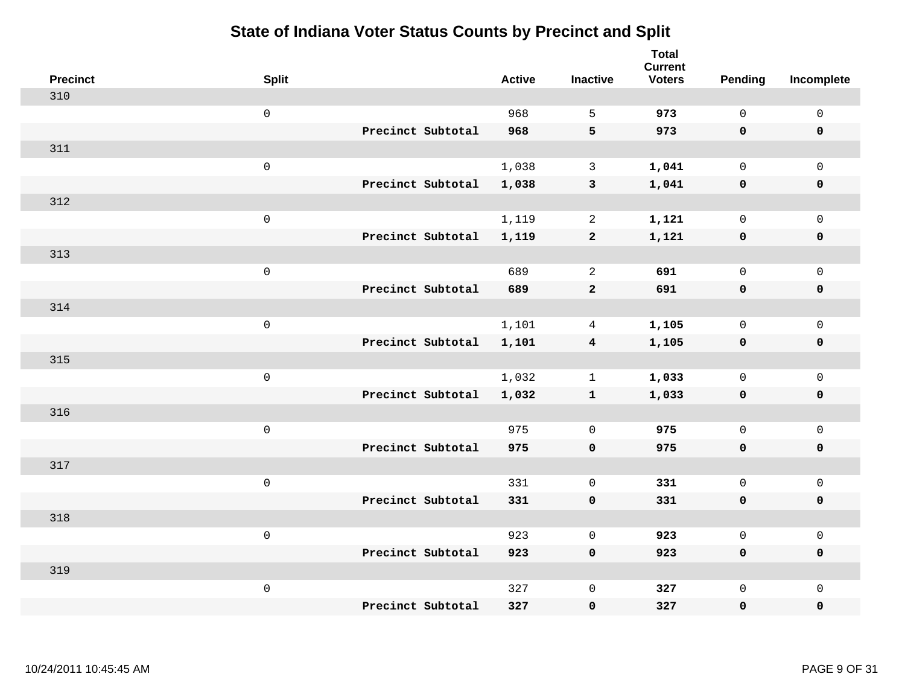# State of Indiana Voter Status Counts by Precinct and Split

| Precinct | Split | | Active | Inactive | Total Current Voters | Pending | Incomplete |
|---|---|---|---|---|---|---|---|
| 310 | | | | | | | |
| | 0 | | 968 | 5 | **973** | 0 | 0 |
| | | **Precinct Subtotal** | **968** | **5** | **973** | **0** | **0** |
| 311 | | | | | | | |
| | 0 | | 1,038 | 3 | **1,041** | 0 | 0 |
| | | **Precinct Subtotal** | **1,038** | **3** | **1,041** | **0** | **0** |
| 312 | | | | | | | |
| | 0 | | 1,119 | 2 | **1,121** | 0 | 0 |
| | | **Precinct Subtotal** | **1,119** | **2** | **1,121** | **0** | **0** |
| 313 | | | | | | | |
| | 0 | | 689 | 2 | **691** | 0 | 0 |
| | | **Precinct Subtotal** | **689** | **2** | **691** | **0** | **0** |
| 314 | | | | | | | |
| | 0 | | 1,101 | 4 | **1,105** | 0 | 0 |
| | | **Precinct Subtotal** | **1,101** | **4** | **1,105** | **0** | **0** |
| 315 | | | | | | | |
| | 0 | | 1,032 | 1 | **1,033** | 0 | 0 |
| | | **Precinct Subtotal** | **1,032** | **1** | **1,033** | **0** | **0** |
| 316 | | | | | | | |
| | 0 | | 975 | 0 | **975** | 0 | 0 |
| | | **Precinct Subtotal** | **975** | **0** | **975** | **0** | **0** |
| 317 | | | | | | | |
| | 0 | | 331 | 0 | **331** | 0 | 0 |
| | | **Precinct Subtotal** | **331** | **0** | **331** | **0** | **0** |
| 318 | | | | | | | |
| | 0 | | 923 | 0 | **923** | 0 | 0 |
| | | **Precinct Subtotal** | **923** | **0** | **923** | **0** | **0** |
| 319 | | | | | | | |
| | 0 | | 327 | 0 | **327** | 0 | 0 |
| | | **Precinct Subtotal** | **327** | **0** | **327** | **0** | **0** |

10/24/2011 10:45:45 AM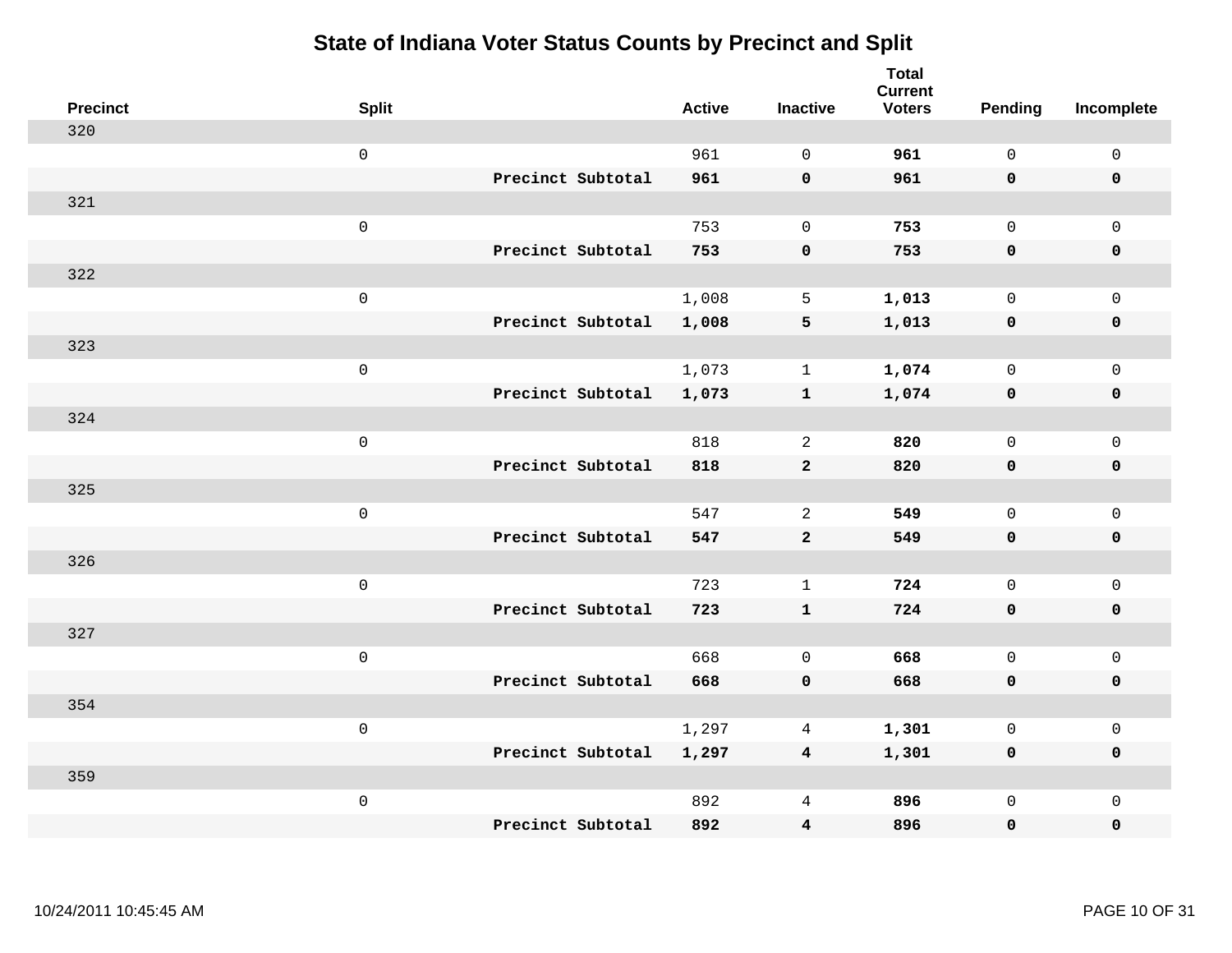# State of Indiana Voter Status Counts by Precinct and Split

| Precinct | Split | | Active | Inactive | Total Current Voters | Pending | Incomplete |
|---|---|---|---|---|---|---|---|
| 320 | | | | | | | |
| | 0 | | 961 | 0 | **961** | 0 | 0 |
| | | **Precinct Subtotal** | **961** | **0** | **961** | **0** | **0** |
| 321 | | | | | | | |
| | 0 | | 753 | 0 | **753** | 0 | 0 |
| | | **Precinct Subtotal** | **753** | **0** | **753** | **0** | **0** |
| 322 | | | | | | | |
| | 0 | | 1,008 | 5 | **1,013** | 0 | 0 |
| | | **Precinct Subtotal** | **1,008** | **5** | **1,013** | **0** | **0** |
| 323 | | | | | | | |
| | 0 | | 1,073 | 1 | **1,074** | 0 | 0 |
| | | **Precinct Subtotal** | **1,073** | **1** | **1,074** | **0** | **0** |
| 324 | | | | | | | |
| | 0 | | 818 | 2 | **820** | 0 | 0 |
| | | **Precinct Subtotal** | **818** | **2** | **820** | **0** | **0** |
| 325 | | | | | | | |
| | 0 | | 547 | 2 | **549** | 0 | 0 |
| | | **Precinct Subtotal** | **547** | **2** | **549** | **0** | **0** |
| 326 | | | | | | | |
| | 0 | | 723 | 1 | **724** | 0 | 0 |
| | | **Precinct Subtotal** | **723** | **1** | **724** | **0** | **0** |
| 327 | | | | | | | |
| | 0 | | 668 | 0 | **668** | 0 | 0 |
| | | **Precinct Subtotal** | **668** | **0** | **668** | **0** | **0** |
| 354 | | | | | | | |
| | 0 | | 1,297 | 4 | **1,301** | 0 | 0 |
| | | **Precinct Subtotal** | **1,297** | **4** | **1,301** | **0** | **0** |
| 359 | | | | | | | |
| | 0 | | 892 | 4 | **896** | 0 | 0 |
| | | **Precinct Subtotal** | **892** | **4** | **896** | **0** | **0** |

10/24/2011 10:45:45 AM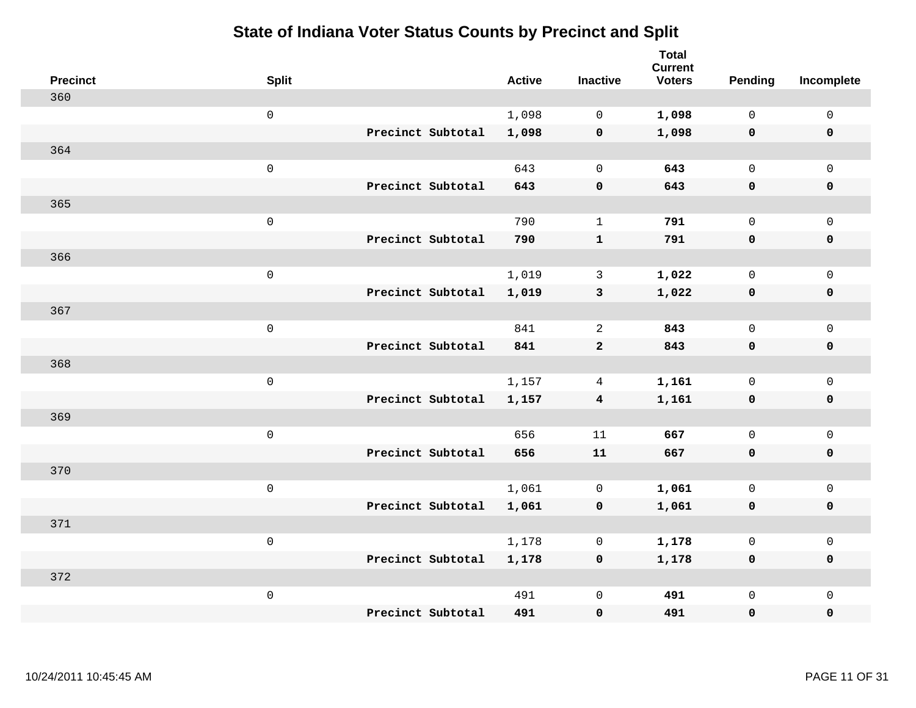# State of Indiana Voter Status Counts by Precinct and Split

| Precinct | Split | | Active | Inactive | Total Current Voters | Pending | Incomplete |
|---|---|---|---|---|---|---|---|
| 360 | | | | | | | |
| | 0 | | 1,098 | 0 | **1,098** | 0 | 0 |
| | | **Precinct Subtotal** | **1,098** | **0** | **1,098** | **0** | **0** |
| 364 | | | | | | | |
| | 0 | | 643 | 0 | **643** | 0 | 0 |
| | | **Precinct Subtotal** | **643** | **0** | **643** | **0** | **0** |
| 365 | | | | | | | |
| | 0 | | 790 | 1 | **791** | 0 | 0 |
| | | **Precinct Subtotal** | **790** | **1** | **791** | **0** | **0** |
| 366 | | | | | | | |
| | 0 | | 1,019 | 3 | **1,022** | 0 | 0 |
| | | **Precinct Subtotal** | **1,019** | **3** | **1,022** | **0** | **0** |
| 367 | | | | | | | |
| | 0 | | 841 | 2 | **843** | 0 | 0 |
| | | **Precinct Subtotal** | **841** | **2** | **843** | **0** | **0** |
| 368 | | | | | | | |
| | 0 | | 1,157 | 4 | **1,161** | 0 | 0 |
| | | **Precinct Subtotal** | **1,157** | **4** | **1,161** | **0** | **0** |
| 369 | | | | | | | |
| | 0 | | 656 | 11 | **667** | 0 | 0 |
| | | **Precinct Subtotal** | **656** | **11** | **667** | **0** | **0** |
| 370 | | | | | | | |
| | 0 | | 1,061 | 0 | **1,061** | 0 | 0 |
| | | **Precinct Subtotal** | **1,061** | **0** | **1,061** | **0** | **0** |
| 371 | | | | | | | |
| | 0 | | 1,178 | 0 | **1,178** | 0 | 0 |
| | | **Precinct Subtotal** | **1,178** | **0** | **1,178** | **0** | **0** |
| 372 | | | | | | | |
| | 0 | | 491 | 0 | **491** | 0 | 0 |
| | | **Precinct Subtotal** | **491** | **0** | **491** | **0** | **0** |

10/24/2011 10:45:45 AM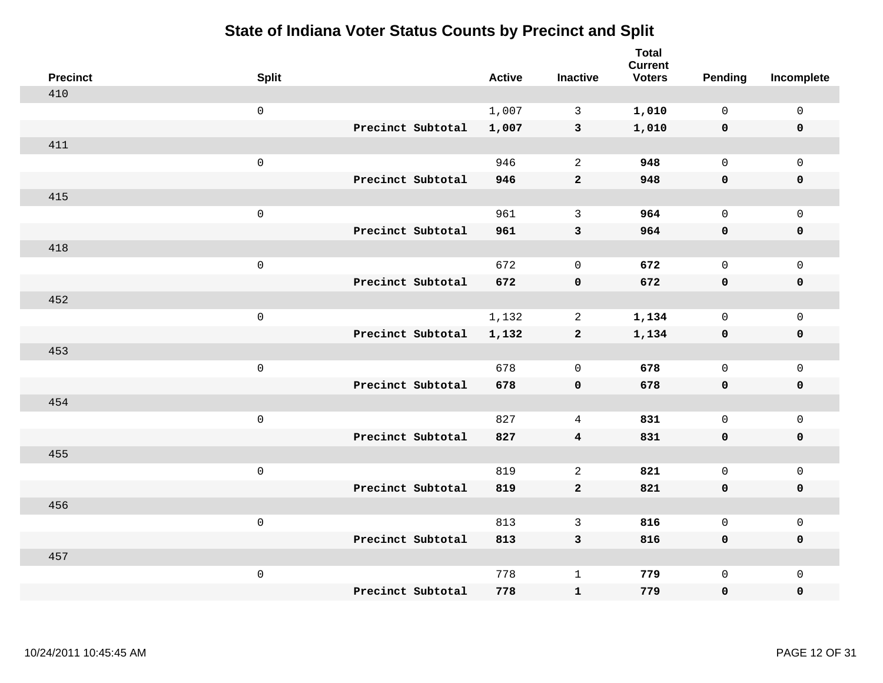# State of Indiana Voter Status Counts by Precinct and Split

| Precinct | Split | | Active | Inactive | Total Current Voters | Pending | Incomplete |
|---|---|---|---|---|---|---|---|
| 410 | | | | | | | |
| | 0 | | 1,007 | 3 | **1,010** | 0 | 0 |
| | | **Precinct Subtotal** | **1,007** | **3** | **1,010** | **0** | **0** |
| 411 | | | | | | | |
| | 0 | | 946 | 2 | **948** | 0 | 0 |
| | | **Precinct Subtotal** | **946** | **2** | **948** | **0** | **0** |
| 415 | | | | | | | |
| | 0 | | 961 | 3 | **964** | 0 | 0 |
| | | **Precinct Subtotal** | **961** | **3** | **964** | **0** | **0** |
| 418 | | | | | | | |
| | 0 | | 672 | 0 | **672** | 0 | 0 |
| | | **Precinct Subtotal** | **672** | **0** | **672** | **0** | **0** |
| 452 | | | | | | | |
| | 0 | | 1,132 | 2 | **1,134** | 0 | 0 |
| | | **Precinct Subtotal** | **1,132** | **2** | **1,134** | **0** | **0** |
| 453 | | | | | | | |
| | 0 | | 678 | 0 | **678** | 0 | 0 |
| | | **Precinct Subtotal** | **678** | **0** | **678** | **0** | **0** |
| 454 | | | | | | | |
| | 0 | | 827 | 4 | **831** | 0 | 0 |
| | | **Precinct Subtotal** | **827** | **4** | **831** | **0** | **0** |
| 455 | | | | | | | |
| | 0 | | 819 | 2 | **821** | 0 | 0 |
| | | **Precinct Subtotal** | **819** | **2** | **821** | **0** | **0** |
| 456 | | | | | | | |
| | 0 | | 813 | 3 | **816** | 0 | 0 |
| | | **Precinct Subtotal** | **813** | **3** | **816** | **0** | **0** |
| 457 | | | | | | | |
| | 0 | | 778 | 1 | **779** | 0 | 0 |
| | | **Precinct Subtotal** | **778** | **1** | **779** | **0** | **0** |

10/24/2011 10:45:45 AM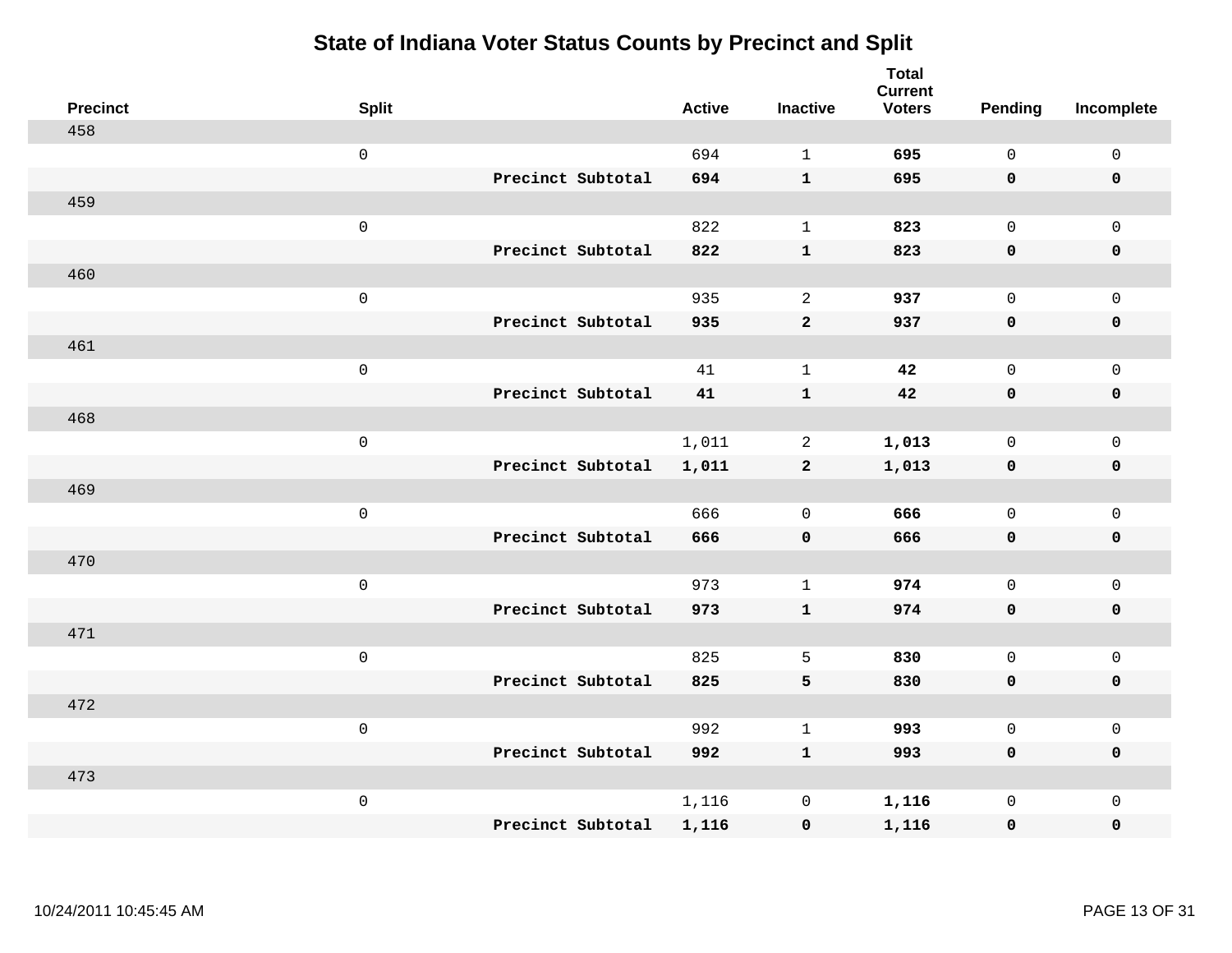# State of Indiana Voter Status Counts by Precinct and Split

| Precinct | Split | | Active | Inactive | Total Current Voters | Pending | Incomplete |
|---|---|---|---|---|---|---|---|
| 458 | | | | | | | |
| | 0 | | 694 | 1 | **695** | 0 | 0 |
| | | **Precinct Subtotal** | **694** | **1** | **695** | **0** | **0** |
| 459 | | | | | | | |
| | 0 | | 822 | 1 | **823** | 0 | 0 |
| | | **Precinct Subtotal** | **822** | **1** | **823** | **0** | **0** |
| 460 | | | | | | | |
| | 0 | | 935 | 2 | **937** | 0 | 0 |
| | | **Precinct Subtotal** | **935** | **2** | **937** | **0** | **0** |
| 461 | | | | | | | |
| | 0 | | 41 | 1 | **42** | 0 | 0 |
| | | **Precinct Subtotal** | **41** | **1** | **42** | **0** | **0** |
| 468 | | | | | | | |
| | 0 | | 1,011 | 2 | **1,013** | 0 | 0 |
| | | **Precinct Subtotal** | **1,011** | **2** | **1,013** | **0** | **0** |
| 469 | | | | | | | |
| | 0 | | 666 | 0 | **666** | 0 | 0 |
| | | **Precinct Subtotal** | **666** | **0** | **666** | **0** | **0** |
| 470 | | | | | | | |
| | 0 | | 973 | 1 | **974** | 0 | 0 |
| | | **Precinct Subtotal** | **973** | **1** | **974** | **0** | **0** |
| 471 | | | | | | | |
| | 0 | | 825 | 5 | **830** | 0 | 0 |
| | | **Precinct Subtotal** | **825** | **5** | **830** | **0** | **0** |
| 472 | | | | | | | |
| | 0 | | 992 | 1 | **993** | 0 | 0 |
| | | **Precinct Subtotal** | **992** | **1** | **993** | **0** | **0** |
| 473 | | | | | | | |
| | 0 | | 1,116 | 0 | **1,116** | 0 | 0 |
| | | **Precinct Subtotal** | **1,116** | **0** | **1,116** | **0** | **0** |

10/24/2011 10:45:45 AM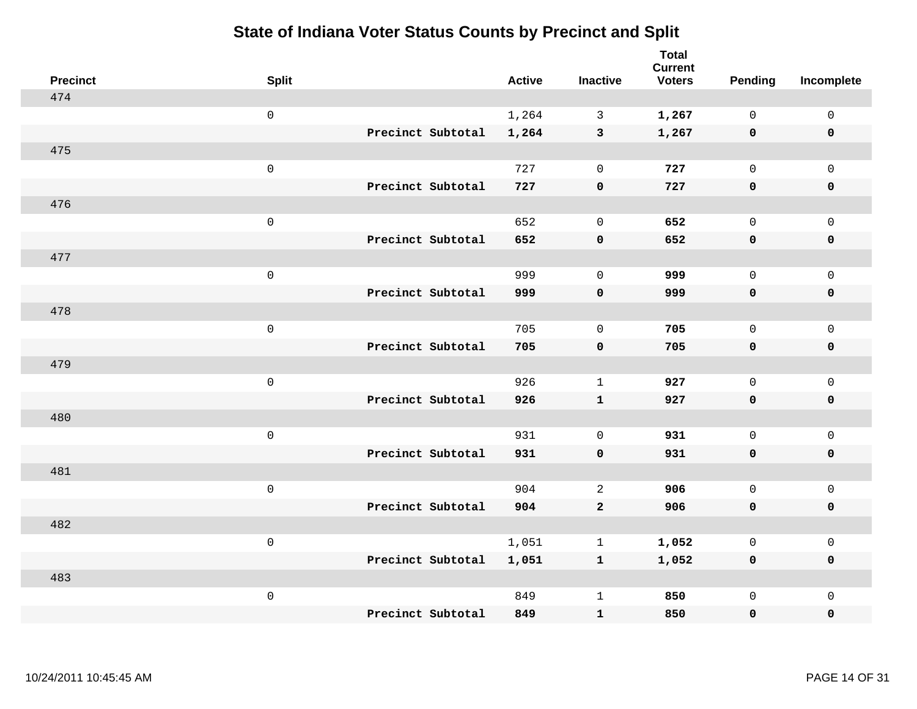# State of Indiana Voter Status Counts by Precinct and Split

| Precinct | Split | | Active | Inactive | Total Current Voters | Pending | Incomplete |
|---|---|---|---|---|---|---|---|
| 474 | | | | | | | |
| | 0 | | 1,264 | 3 | **1,267** | 0 | 0 |
| | | **Precinct Subtotal** | **1,264** | **3** | **1,267** | **0** | **0** |
| 475 | | | | | | | |
| | 0 | | 727 | 0 | **727** | 0 | 0 |
| | | **Precinct Subtotal** | **727** | **0** | **727** | **0** | **0** |
| 476 | | | | | | | |
| | 0 | | 652 | 0 | **652** | 0 | 0 |
| | | **Precinct Subtotal** | **652** | **0** | **652** | **0** | **0** |
| 477 | | | | | | | |
| | 0 | | 999 | 0 | **999** | 0 | 0 |
| | | **Precinct Subtotal** | **999** | **0** | **999** | **0** | **0** |
| 478 | | | | | | | |
| | 0 | | 705 | 0 | **705** | 0 | 0 |
| | | **Precinct Subtotal** | **705** | **0** | **705** | **0** | **0** |
| 479 | | | | | | | |
| | 0 | | 926 | 1 | **927** | 0 | 0 |
| | | **Precinct Subtotal** | **926** | **1** | **927** | **0** | **0** |
| 480 | | | | | | | |
| | 0 | | 931 | 0 | **931** | 0 | 0 |
| | | **Precinct Subtotal** | **931** | **0** | **931** | **0** | **0** |
| 481 | | | | | | | |
| | 0 | | 904 | 2 | **906** | 0 | 0 |
| | | **Precinct Subtotal** | **904** | **2** | **906** | **0** | **0** |
| 482 | | | | | | | |
| | 0 | | 1,051 | 1 | **1,052** | 0 | 0 |
| | | **Precinct Subtotal** | **1,051** | **1** | **1,052** | **0** | **0** |
| 483 | | | | | | | |
| | 0 | | 849 | 1 | **850** | 0 | 0 |
| | | **Precinct Subtotal** | **849** | **1** | **850** | **0** | **0** |

10/24/2011 10:45:45 AM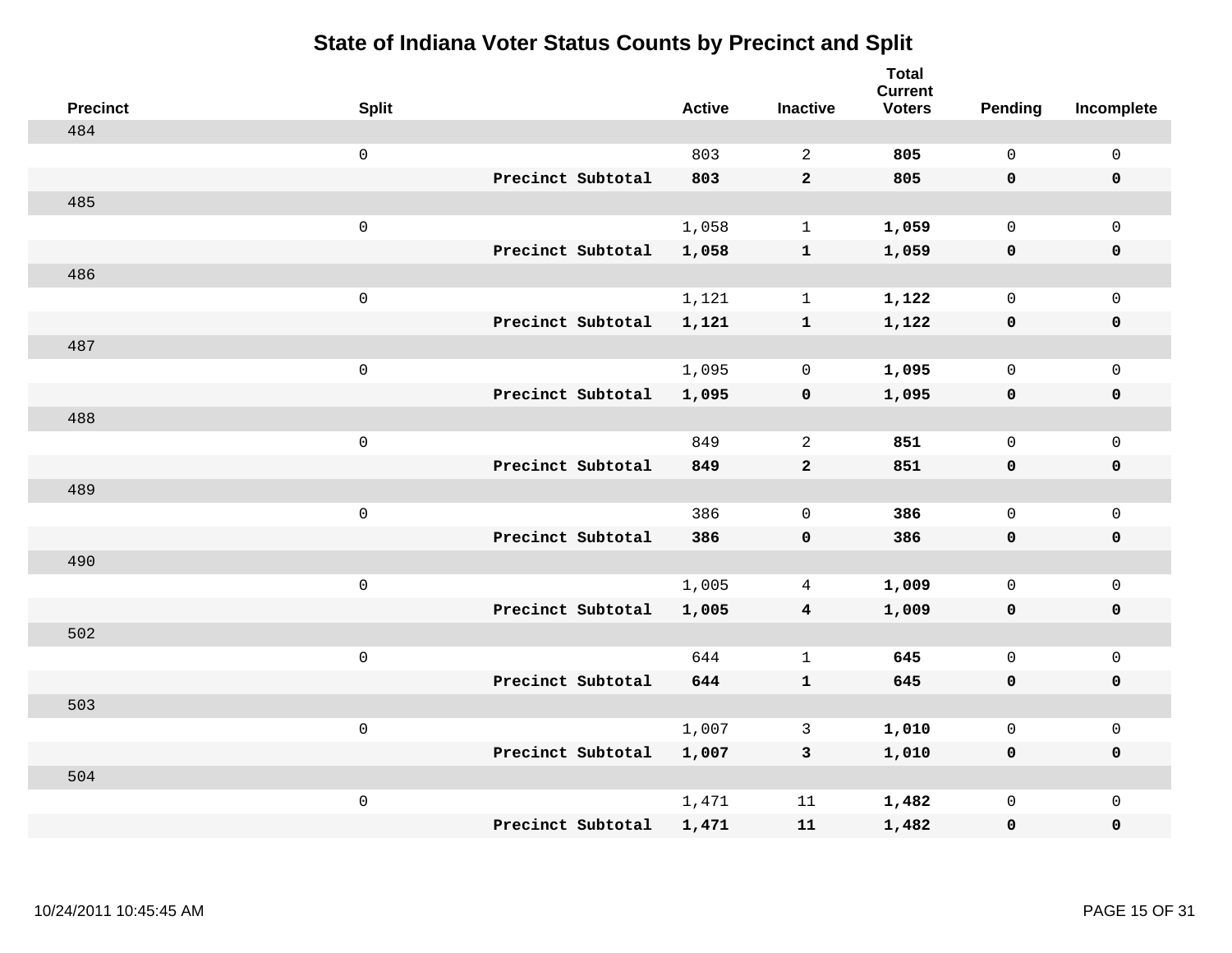# State of Indiana Voter Status Counts by Precinct and Split

| Precinct | Split | | Active | Inactive | Total Current Voters | Pending | Incomplete |
|---|---|---|---|---|---|---|---|
| 484 | | | | | | | |
| | 0 | | 803 | 2 | **805** | 0 | 0 |
| | | **Precinct Subtotal** | **803** | **2** | **805** | **0** | **0** |
| 485 | | | | | | | |
| | 0 | | 1,058 | 1 | **1,059** | 0 | 0 |
| | | **Precinct Subtotal** | **1,058** | **1** | **1,059** | **0** | **0** |
| 486 | | | | | | | |
| | 0 | | 1,121 | 1 | **1,122** | 0 | 0 |
| | | **Precinct Subtotal** | **1,121** | **1** | **1,122** | **0** | **0** |
| 487 | | | | | | | |
| | 0 | | 1,095 | 0 | **1,095** | 0 | 0 |
| | | **Precinct Subtotal** | **1,095** | **0** | **1,095** | **0** | **0** |
| 488 | | | | | | | |
| | 0 | | 849 | 2 | **851** | 0 | 0 |
| | | **Precinct Subtotal** | **849** | **2** | **851** | **0** | **0** |
| 489 | | | | | | | |
| | 0 | | 386 | 0 | **386** | 0 | 0 |
| | | **Precinct Subtotal** | **386** | **0** | **386** | **0** | **0** |
| 490 | | | | | | | |
| | 0 | | 1,005 | 4 | **1,009** | 0 | 0 |
| | | **Precinct Subtotal** | **1,005** | **4** | **1,009** | **0** | **0** |
| 502 | | | | | | | |
| | 0 | | 644 | 1 | **645** | 0 | 0 |
| | | **Precinct Subtotal** | **644** | **1** | **645** | **0** | **0** |
| 503 | | | | | | | |
| | 0 | | 1,007 | 3 | **1,010** | 0 | 0 |
| | | **Precinct Subtotal** | **1,007** | **3** | **1,010** | **0** | **0** |
| 504 | | | | | | | |
| | 0 | | 1,471 | 11 | **1,482** | 0 | 0 |
| | | **Precinct Subtotal** | **1,471** | **11** | **1,482** | **0** | **0** |

10/24/2011 10:45:45 AM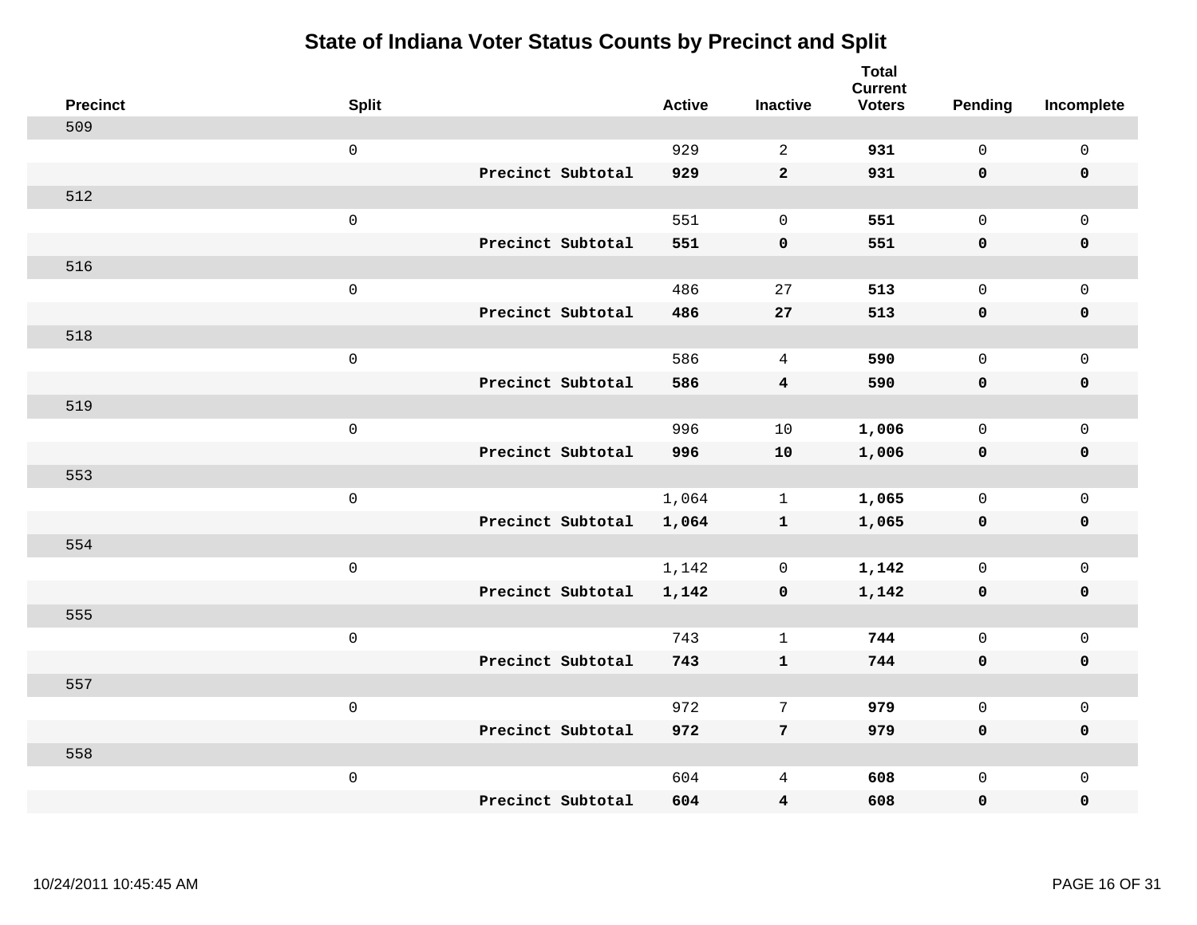# State of Indiana Voter Status Counts by Precinct and Split

| Precinct | Split | | Active | Inactive | Total Current Voters | Pending | Incomplete |
|---|---|---|---|---|---|---|---|
| 509 | | | | | | | |
| | 0 | | 929 | 2 | **931** | 0 | 0 |
| | | **Precinct Subtotal** | **929** | **2** | **931** | **0** | **0** |
| 512 | | | | | | | |
| | 0 | | 551 | 0 | **551** | 0 | 0 |
| | | **Precinct Subtotal** | **551** | **0** | **551** | **0** | **0** |
| 516 | | | | | | | |
| | 0 | | 486 | 27 | **513** | 0 | 0 |
| | | **Precinct Subtotal** | **486** | **27** | **513** | **0** | **0** |
| 518 | | | | | | | |
| | 0 | | 586 | 4 | **590** | 0 | 0 |
| | | **Precinct Subtotal** | **586** | **4** | **590** | **0** | **0** |
| 519 | | | | | | | |
| | 0 | | 996 | 10 | **1,006** | 0 | 0 |
| | | **Precinct Subtotal** | **996** | **10** | **1,006** | **0** | **0** |
| 553 | | | | | | | |
| | 0 | | 1,064 | 1 | **1,065** | 0 | 0 |
| | | **Precinct Subtotal** | **1,064** | **1** | **1,065** | **0** | **0** |
| 554 | | | | | | | |
| | 0 | | 1,142 | 0 | **1,142** | 0 | 0 |
| | | **Precinct Subtotal** | **1,142** | **0** | **1,142** | **0** | **0** |
| 555 | | | | | | | |
| | 0 | | 743 | 1 | **744** | 0 | 0 |
| | | **Precinct Subtotal** | **743** | **1** | **744** | **0** | **0** |
| 557 | | | | | | | |
| | 0 | | 972 | 7 | **979** | 0 | 0 |
| | | **Precinct Subtotal** | **972** | **7** | **979** | **0** | **0** |
| 558 | | | | | | | |
| | 0 | | 604 | 4 | **608** | 0 | 0 |
| | | **Precinct Subtotal** | **604** | **4** | **608** | **0** | **0** |

10/24/2011 10:45:45 AM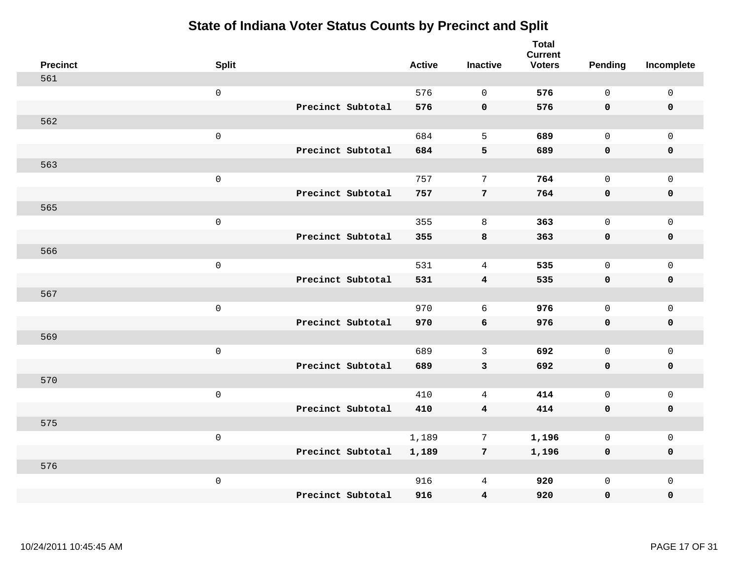# State of Indiana Voter Status Counts by Precinct and Split

| Precinct | Split | | Active | Inactive | Total Current Voters | Pending | Incomplete |
|---|---|---|---|---|---|---|---|
| 561 | | | | | | | |
| | 0 | | 576 | 0 | **576** | 0 | 0 |
| | | **Precinct Subtotal** | **576** | **0** | **576** | **0** | **0** |
| 562 | | | | | | | |
| | 0 | | 684 | 5 | **689** | 0 | 0 |
| | | **Precinct Subtotal** | **684** | **5** | **689** | **0** | **0** |
| 563 | | | | | | | |
| | 0 | | 757 | 7 | **764** | 0 | 0 |
| | | **Precinct Subtotal** | **757** | **7** | **764** | **0** | **0** |
| 565 | | | | | | | |
| | 0 | | 355 | 8 | **363** | 0 | 0 |
| | | **Precinct Subtotal** | **355** | **8** | **363** | **0** | **0** |
| 566 | | | | | | | |
| | 0 | | 531 | 4 | **535** | 0 | 0 |
| | | **Precinct Subtotal** | **531** | **4** | **535** | **0** | **0** |
| 567 | | | | | | | |
| | 0 | | 970 | 6 | **976** | 0 | 0 |
| | | **Precinct Subtotal** | **970** | **6** | **976** | **0** | **0** |
| 569 | | | | | | | |
| | 0 | | 689 | 3 | **692** | 0 | 0 |
| | | **Precinct Subtotal** | **689** | **3** | **692** | **0** | **0** |
| 570 | | | | | | | |
| | 0 | | 410 | 4 | **414** | 0 | 0 |
| | | **Precinct Subtotal** | **410** | **4** | **414** | **0** | **0** |
| 575 | | | | | | | |
| | 0 | | 1,189 | 7 | **1,196** | 0 | 0 |
| | | **Precinct Subtotal** | **1,189** | **7** | **1,196** | **0** | **0** |
| 576 | | | | | | | |
| | 0 | | 916 | 4 | **920** | 0 | 0 |
| | | **Precinct Subtotal** | **916** | **4** | **920** | **0** | **0** |

10/24/2011 10:45:45 AM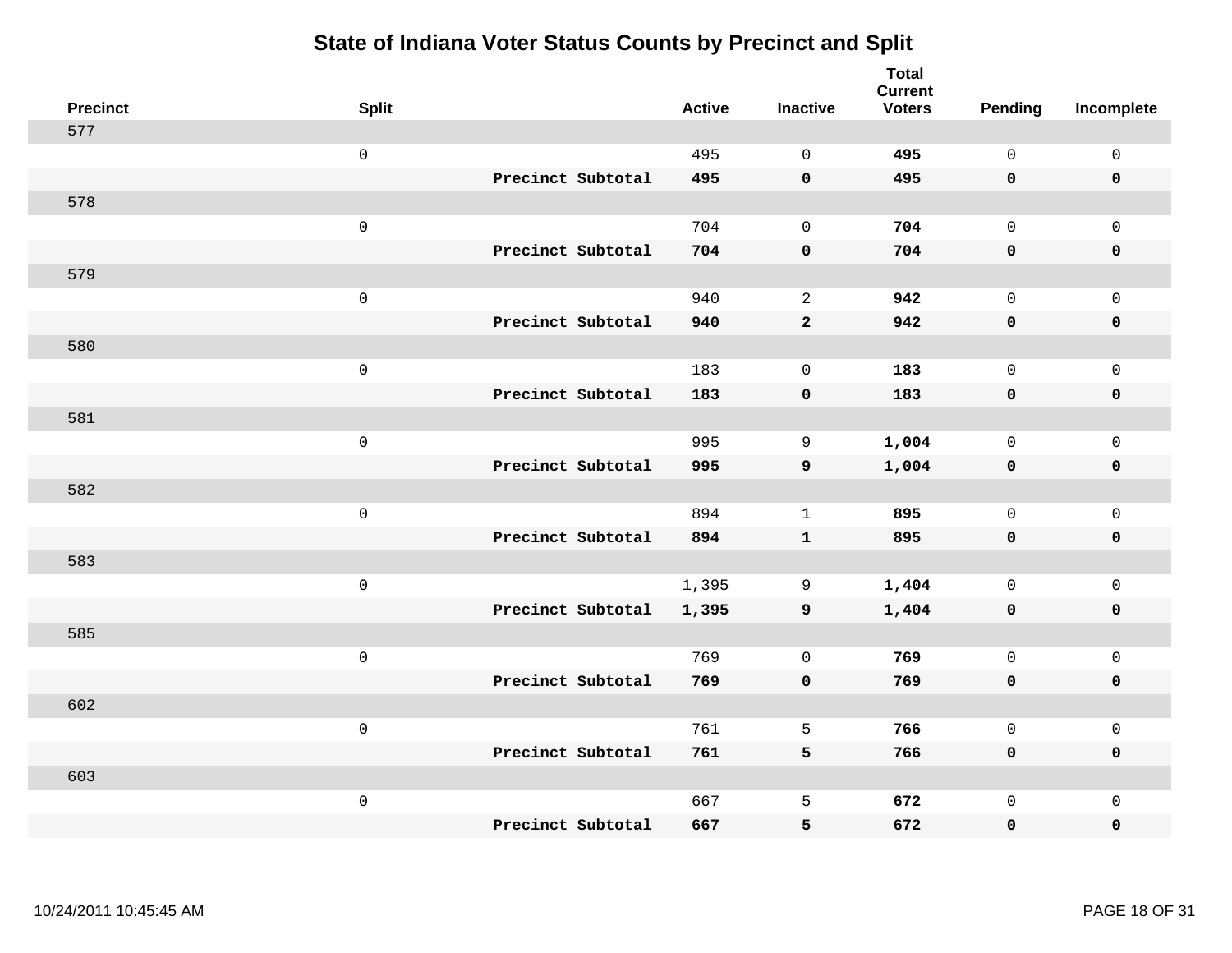# State of Indiana Voter Status Counts by Precinct and Split

| Precinct | Split | | Active | Inactive | Total Current Voters | Pending | Incomplete |
|---|---|---|---|---|---|---|---|
| 577 | | | | | | | |
| | 0 | | 495 | 0 | **495** | 0 | 0 |
| | | **Precinct Subtotal** | **495** | **0** | **495** | **0** | **0** |
| 578 | | | | | | | |
| | 0 | | 704 | 0 | **704** | 0 | 0 |
| | | **Precinct Subtotal** | **704** | **0** | **704** | **0** | **0** |
| 579 | | | | | | | |
| | 0 | | 940 | 2 | **942** | 0 | 0 |
| | | **Precinct Subtotal** | **940** | **2** | **942** | **0** | **0** |
| 580 | | | | | | | |
| | 0 | | 183 | 0 | **183** | 0 | 0 |
| | | **Precinct Subtotal** | **183** | **0** | **183** | **0** | **0** |
| 581 | | | | | | | |
| | 0 | | 995 | 9 | **1,004** | 0 | 0 |
| | | **Precinct Subtotal** | **995** | **9** | **1,004** | **0** | **0** |
| 582 | | | | | | | |
| | 0 | | 894 | 1 | **895** | 0 | 0 |
| | | **Precinct Subtotal** | **894** | **1** | **895** | **0** | **0** |
| 583 | | | | | | | |
| | 0 | | 1,395 | 9 | **1,404** | 0 | 0 |
| | | **Precinct Subtotal** | **1,395** | **9** | **1,404** | **0** | **0** |
| 585 | | | | | | | |
| | 0 | | 769 | 0 | **769** | 0 | 0 |
| | | **Precinct Subtotal** | **769** | **0** | **769** | **0** | **0** |
| 602 | | | | | | | |
| | 0 | | 761 | 5 | **766** | 0 | 0 |
| | | **Precinct Subtotal** | **761** | **5** | **766** | **0** | **0** |
| 603 | | | | | | | |
| | 0 | | 667 | 5 | **672** | 0 | 0 |
| | | **Precinct Subtotal** | **667** | **5** | **672** | **0** | **0** |

10/24/2011 10:45:45 AM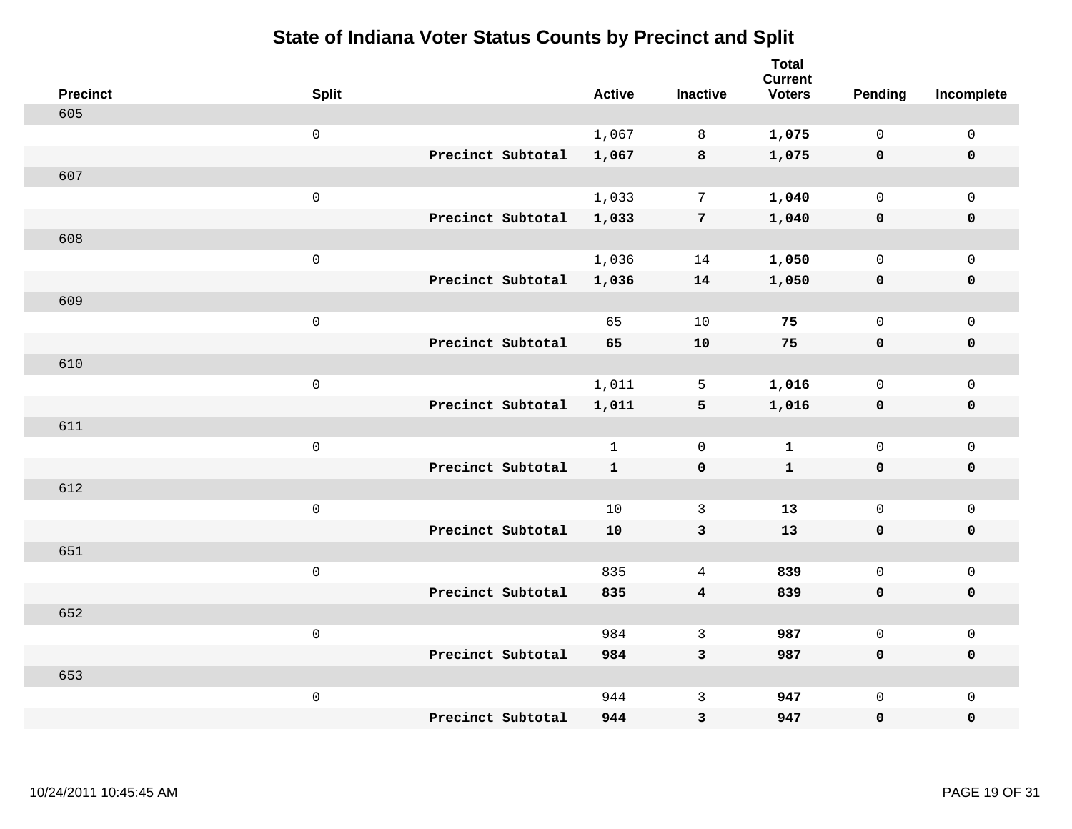# State of Indiana Voter Status Counts by Precinct and Split

| Precinct | Split | | Active | Inactive | Total Current Voters | Pending | Incomplete |
|---|---|---|---|---|---|---|---|
| 605 | | | | | | | |
| | 0 | | 1,067 | 8 | **1,075** | 0 | 0 |
| | | **Precinct Subtotal** | **1,067** | **8** | **1,075** | **0** | **0** |
| 607 | | | | | | | |
| | 0 | | 1,033 | 7 | **1,040** | 0 | 0 |
| | | **Precinct Subtotal** | **1,033** | **7** | **1,040** | **0** | **0** |
| 608 | | | | | | | |
| | 0 | | 1,036 | 14 | **1,050** | 0 | 0 |
| | | **Precinct Subtotal** | **1,036** | **14** | **1,050** | **0** | **0** |
| 609 | | | | | | | |
| | 0 | | 65 | 10 | **75** | 0 | 0 |
| | | **Precinct Subtotal** | **65** | **10** | **75** | **0** | **0** |
| 610 | | | | | | | |
| | 0 | | 1,011 | 5 | **1,016** | 0 | 0 |
| | | **Precinct Subtotal** | **1,011** | **5** | **1,016** | **0** | **0** |
| 611 | | | | | | | |
| | 0 | | 1 | 0 | **1** | 0 | 0 |
| | | **Precinct Subtotal** | **1** | **0** | **1** | **0** | **0** |
| 612 | | | | | | | |
| | 0 | | 10 | 3 | **13** | 0 | 0 |
| | | **Precinct Subtotal** | **10** | **3** | **13** | **0** | **0** |
| 651 | | | | | | | |
| | 0 | | 835 | 4 | **839** | 0 | 0 |
| | | **Precinct Subtotal** | **835** | **4** | **839** | **0** | **0** |
| 652 | | | | | | | |
| | 0 | | 984 | 3 | **987** | 0 | 0 |
| | | **Precinct Subtotal** | **984** | **3** | **987** | **0** | **0** |
| 653 | | | | | | | |
| | 0 | | 944 | 3 | **947** | 0 | 0 |
| | | **Precinct Subtotal** | **944** | **3** | **947** | **0** | **0** |

10/24/2011 10:45:45 AM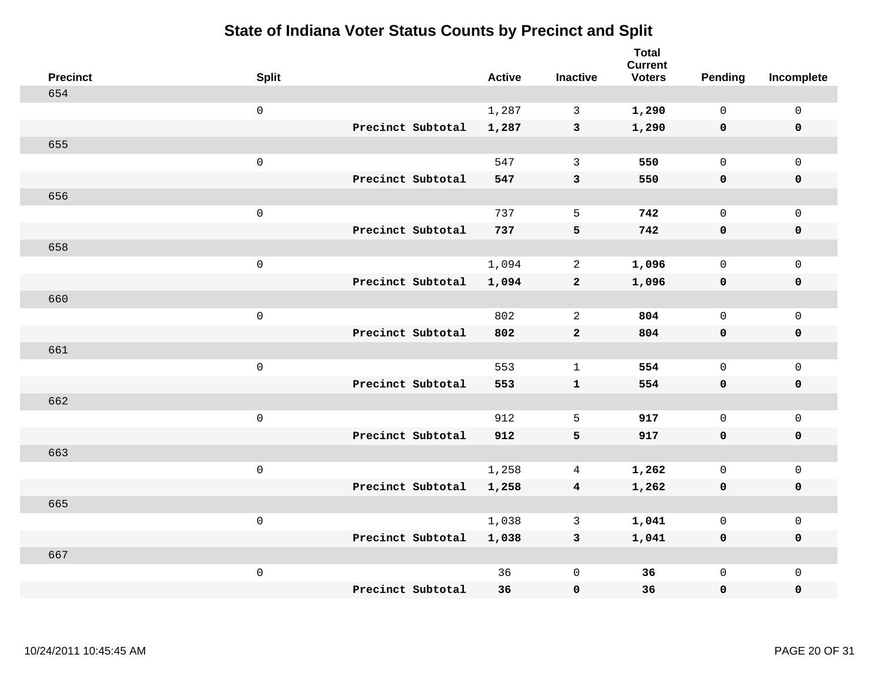# State of Indiana Voter Status Counts by Precinct and Split

| Precinct | Split | | Active | Inactive | Total Current Voters | Pending | Incomplete |
|---|---|---|---|---|---|---|---|
| 654 | | | | | | | |
| | 0 | | 1,287 | 3 | **1,290** | 0 | 0 |
| | | **Precinct Subtotal** | **1,287** | **3** | **1,290** | **0** | **0** |
| 655 | | | | | | | |
| | 0 | | 547 | 3 | **550** | 0 | 0 |
| | | **Precinct Subtotal** | **547** | **3** | **550** | **0** | **0** |
| 656 | | | | | | | |
| | 0 | | 737 | 5 | **742** | 0 | 0 |
| | | **Precinct Subtotal** | **737** | **5** | **742** | **0** | **0** |
| 658 | | | | | | | |
| | 0 | | 1,094 | 2 | **1,096** | 0 | 0 |
| | | **Precinct Subtotal** | **1,094** | **2** | **1,096** | **0** | **0** |
| 660 | | | | | | | |
| | 0 | | 802 | 2 | **804** | 0 | 0 |
| | | **Precinct Subtotal** | **802** | **2** | **804** | **0** | **0** |
| 661 | | | | | | | |
| | 0 | | 553 | 1 | **554** | 0 | 0 |
| | | **Precinct Subtotal** | **553** | **1** | **554** | **0** | **0** |
| 662 | | | | | | | |
| | 0 | | 912 | 5 | **917** | 0 | 0 |
| | | **Precinct Subtotal** | **912** | **5** | **917** | **0** | **0** |
| 663 | | | | | | | |
| | 0 | | 1,258 | 4 | **1,262** | 0 | 0 |
| | | **Precinct Subtotal** | **1,258** | **4** | **1,262** | **0** | **0** |
| 665 | | | | | | | |
| | 0 | | 1,038 | 3 | **1,041** | 0 | 0 |
| | | **Precinct Subtotal** | **1,038** | **3** | **1,041** | **0** | **0** |
| 667 | | | | | | | |
| | 0 | | 36 | 0 | **36** | 0 | 0 |
| | | **Precinct Subtotal** | **36** | **0** | **36** | **0** | **0** |

10/24/2011 10:45:45 AM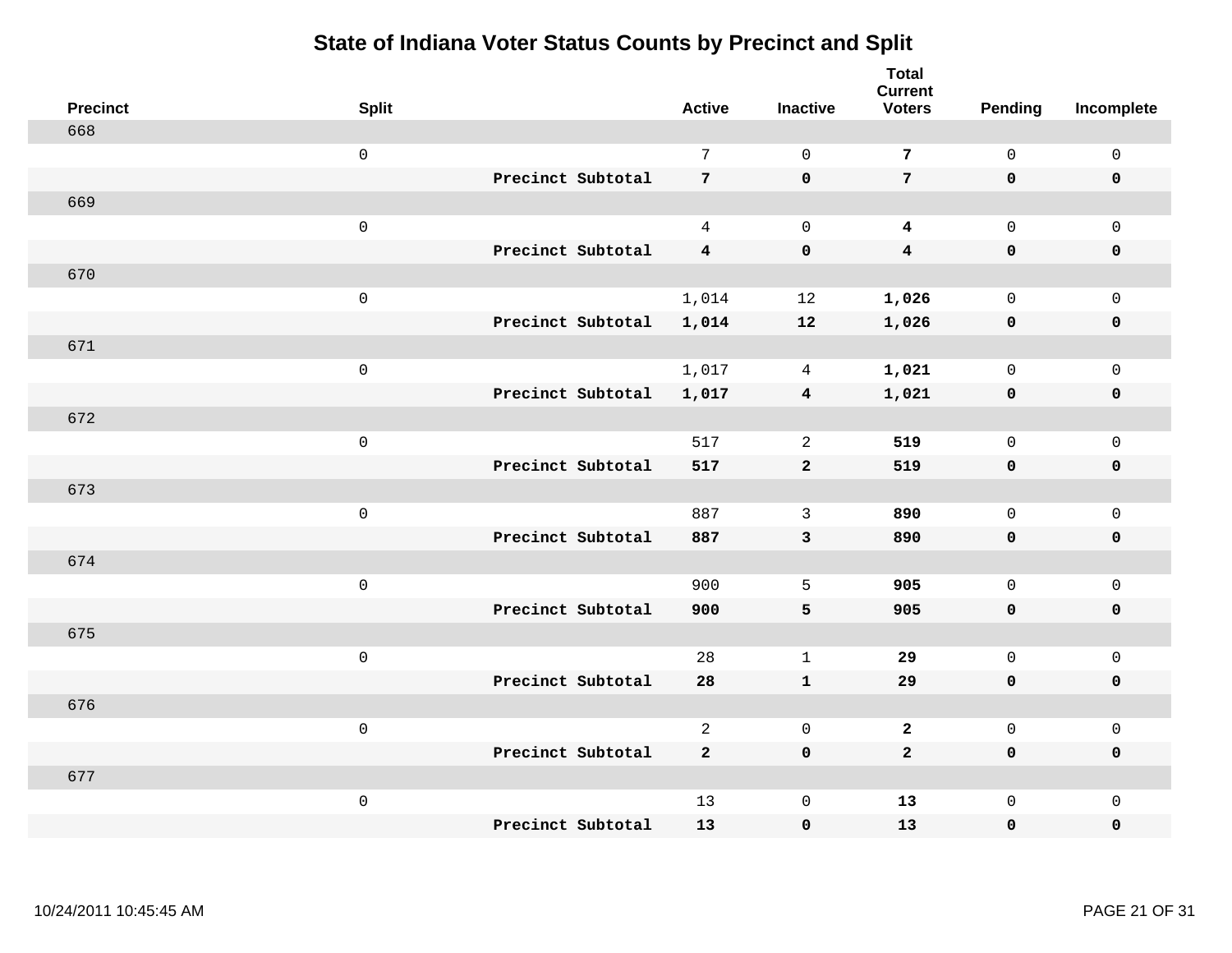# State of Indiana Voter Status Counts by Precinct and Split

| Precinct | Split | | Active | Inactive | Total Current Voters | Pending | Incomplete |
|---|---|---|---|---|---|---|---|
| 668 | | | | | | | |
| | 0 | | 7 | 0 | **7** | 0 | 0 |
| | | **Precinct Subtotal** | **7** | **0** | **7** | **0** | **0** |
| 669 | | | | | | | |
| | 0 | | 4 | 0 | **4** | 0 | 0 |
| | | **Precinct Subtotal** | **4** | **0** | **4** | **0** | **0** |
| 670 | | | | | | | |
| | 0 | | 1,014 | 12 | **1,026** | 0 | 0 |
| | | **Precinct Subtotal** | **1,014** | **12** | **1,026** | **0** | **0** |
| 671 | | | | | | | |
| | 0 | | 1,017 | 4 | **1,021** | 0 | 0 |
| | | **Precinct Subtotal** | **1,017** | **4** | **1,021** | **0** | **0** |
| 672 | | | | | | | |
| | 0 | | 517 | 2 | **519** | 0 | 0 |
| | | **Precinct Subtotal** | **517** | **2** | **519** | **0** | **0** |
| 673 | | | | | | | |
| | 0 | | 887 | 3 | **890** | 0 | 0 |
| | | **Precinct Subtotal** | **887** | **3** | **890** | **0** | **0** |
| 674 | | | | | | | |
| | 0 | | 900 | 5 | **905** | 0 | 0 |
| | | **Precinct Subtotal** | **900** | **5** | **905** | **0** | **0** |
| 675 | | | | | | | |
| | 0 | | 28 | 1 | **29** | 0 | 0 |
| | | **Precinct Subtotal** | **28** | **1** | **29** | **0** | **0** |
| 676 | | | | | | | |
| | 0 | | 2 | 0 | **2** | 0 | 0 |
| | | **Precinct Subtotal** | **2** | **0** | **2** | **0** | **0** |
| 677 | | | | | | | |
| | 0 | | 13 | 0 | **13** | 0 | 0 |
| | | **Precinct Subtotal** | **13** | **0** | **13** | **0** | **0** |

10/24/2011 10:45:45 AM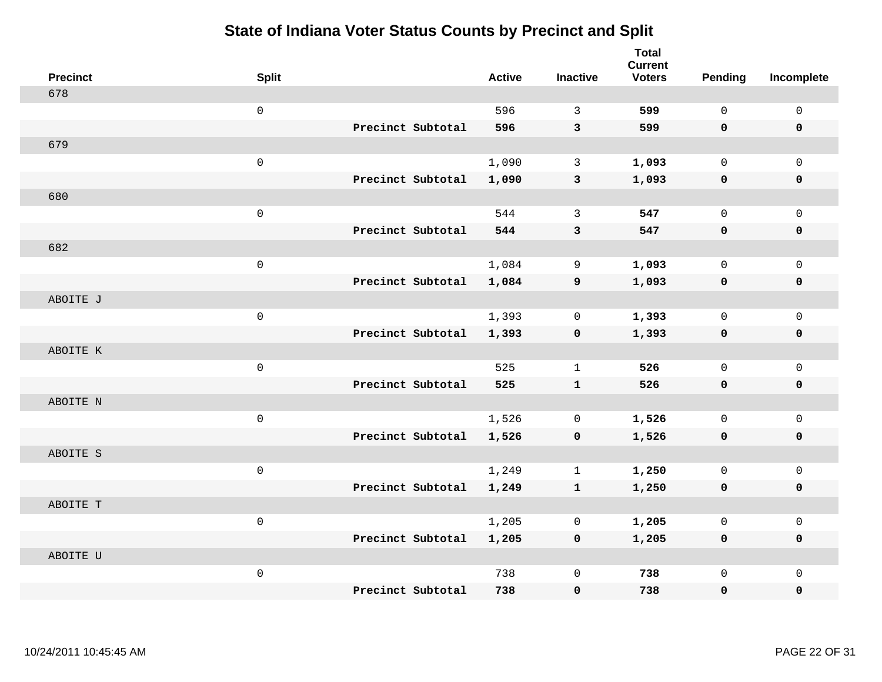# State of Indiana Voter Status Counts by Precinct and Split

| Precinct | Split | | Active | Inactive | Total Current Voters | Pending | Incomplete |
|---|---|---|---|---|---|---|---|
| 678 | | | | | | | |
| | 0 | | 596 | 3 | **599** | 0 | 0 |
| | | **Precinct Subtotal** | **596** | **3** | **599** | **0** | **0** |
| 679 | | | | | | | |
| | 0 | | 1,090 | 3 | **1,093** | 0 | 0 |
| | | **Precinct Subtotal** | **1,090** | **3** | **1,093** | **0** | **0** |
| 680 | | | | | | | |
| | 0 | | 544 | 3 | **547** | 0 | 0 |
| | | **Precinct Subtotal** | **544** | **3** | **547** | **0** | **0** |
| 682 | | | | | | | |
| | 0 | | 1,084 | 9 | **1,093** | 0 | 0 |
| | | **Precinct Subtotal** | **1,084** | **9** | **1,093** | **0** | **0** |
| ABOITE J | | | | | | | |
| | 0 | | 1,393 | 0 | **1,393** | 0 | 0 |
| | | **Precinct Subtotal** | **1,393** | **0** | **1,393** | **0** | **0** |
| ABOITE K | | | | | | | |
| | 0 | | 525 | 1 | **526** | 0 | 0 |
| | | **Precinct Subtotal** | **525** | **1** | **526** | **0** | **0** |
| ABOITE N | | | | | | | |
| | 0 | | 1,526 | 0 | **1,526** | 0 | 0 |
| | | **Precinct Subtotal** | **1,526** | **0** | **1,526** | **0** | **0** |
| ABOITE S | | | | | | | |
| | 0 | | 1,249 | 1 | **1,250** | 0 | 0 |
| | | **Precinct Subtotal** | **1,249** | **1** | **1,250** | **0** | **0** |
| ABOITE T | | | | | | | |
| | 0 | | 1,205 | 0 | **1,205** | 0 | 0 |
| | | **Precinct Subtotal** | **1,205** | **0** | **1,205** | **0** | **0** |
| ABOITE U | | | | | | | |
| | 0 | | 738 | 0 | **738** | 0 | 0 |
| | | **Precinct Subtotal** | **738** | **0** | **738** | **0** | **0** |

10/24/2011 10:45:45 AM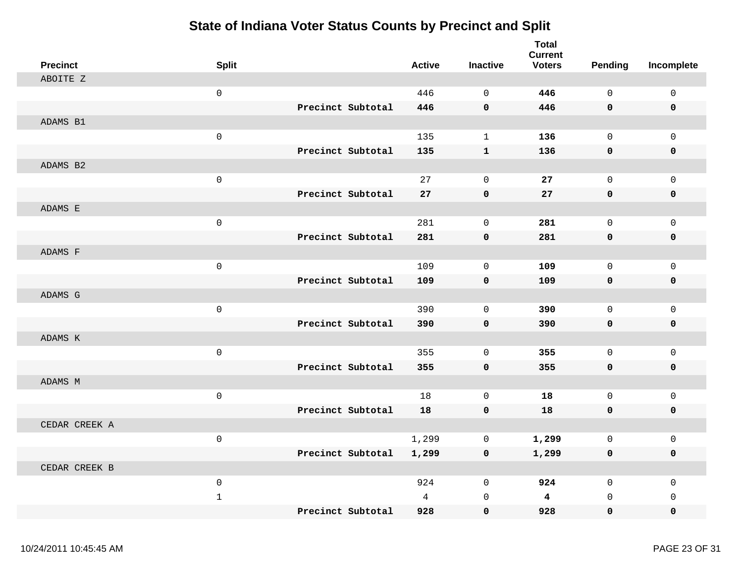# State of Indiana Voter Status Counts by Precinct and Split

| Precinct | Split | | Active | Inactive | Total Current Voters | Pending | Incomplete |
|---|---|---|---|---|---|---|---|
| ABOITE Z | | | | | | | |
| | 0 | | 446 | 0 | **446** | 0 | 0 |
| | | **Precinct Subtotal** | **446** | **0** | **446** | **0** | **0** |
| ADAMS B1 | | | | | | | |
| | 0 | | 135 | 1 | **136** | 0 | 0 |
| | | **Precinct Subtotal** | **135** | **1** | **136** | **0** | **0** |
| ADAMS B2 | | | | | | | |
| | 0 | | 27 | 0 | **27** | 0 | 0 |
| | | **Precinct Subtotal** | **27** | **0** | **27** | **0** | **0** |
| ADAMS E | | | | | | | |
| | 0 | | 281 | 0 | **281** | 0 | 0 |
| | | **Precinct Subtotal** | **281** | **0** | **281** | **0** | **0** |
| ADAMS F | | | | | | | |
| | 0 | | 109 | 0 | **109** | 0 | 0 |
| | | **Precinct Subtotal** | **109** | **0** | **109** | **0** | **0** |
| ADAMS G | | | | | | | |
| | 0 | | 390 | 0 | **390** | 0 | 0 |
| | | **Precinct Subtotal** | **390** | **0** | **390** | **0** | **0** |
| ADAMS K | | | | | | | |
| | 0 | | 355 | 0 | **355** | 0 | 0 |
| | | **Precinct Subtotal** | **355** | **0** | **355** | **0** | **0** |
| ADAMS M | | | | | | | |
| | 0 | | 18 | 0 | **18** | 0 | 0 |
| | | **Precinct Subtotal** | **18** | **0** | **18** | **0** | **0** |
| CEDAR CREEK A | | | | | | | |
| | 0 | | 1,299 | 0 | **1,299** | 0 | 0 |
| | | **Precinct Subtotal** | **1,299** | **0** | **1,299** | **0** | **0** |
| CEDAR CREEK B | | | | | | | |
| | 0 | | 924 | 0 | **924** | 0 | 0 |
| | 1 | | 4 | 0 | **4** | 0 | 0 |
| | | **Precinct Subtotal** | **928** | **0** | **928** | **0** | **0** |

10/24/2011 10:45:45 AM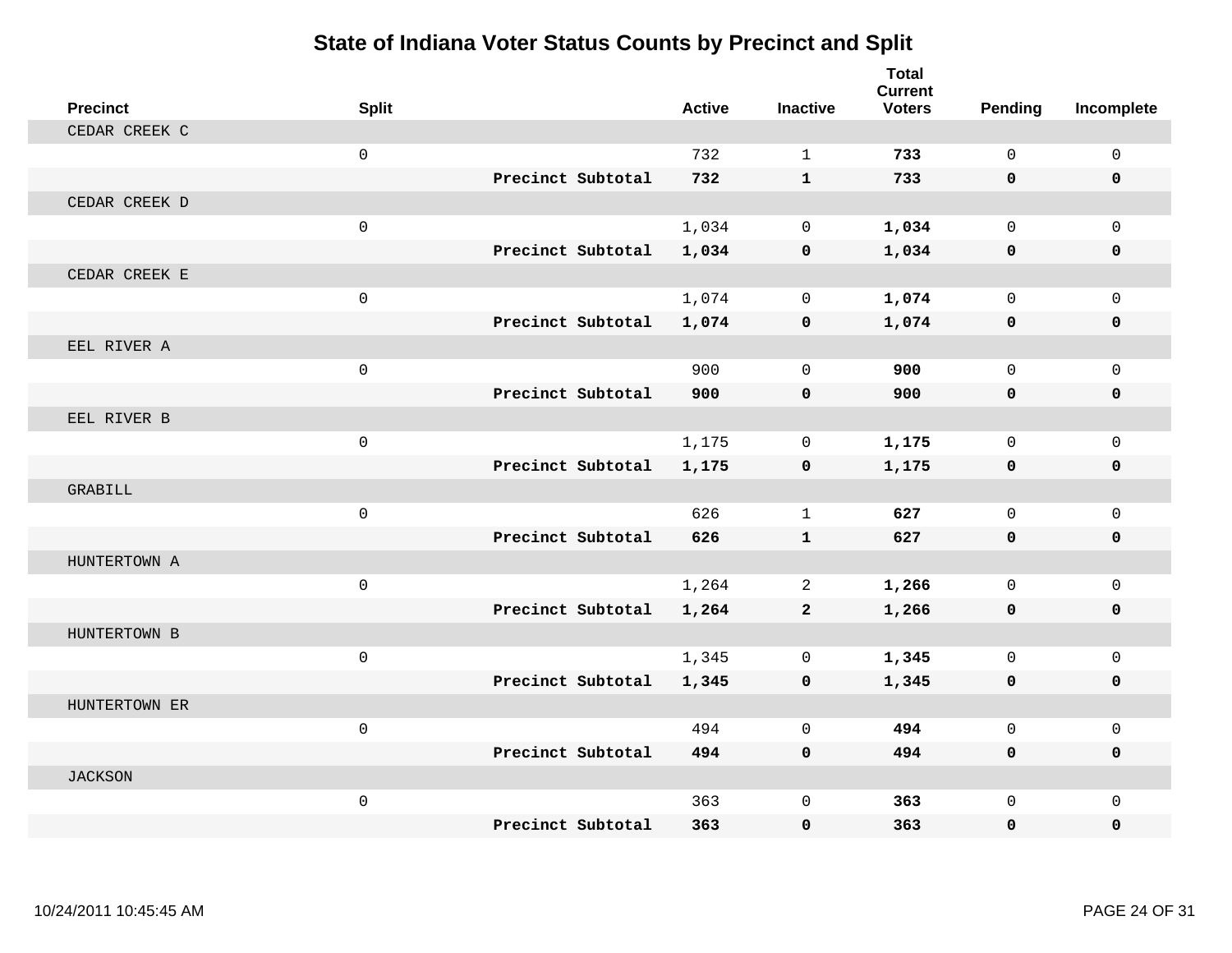# State of Indiana Voter Status Counts by Precinct and Split

| Precinct | Split | | Active | Inactive | Total Current Voters | Pending | Incomplete |
|---|---|---|---|---|---|---|---|
| CEDAR CREEK C | | | | | | | |
| | 0 | | 732 | 1 | **733** | 0 | 0 |
| | | **Precinct Subtotal** | **732** | **1** | **733** | **0** | **0** |
| CEDAR CREEK D | | | | | | | |
| | 0 | | 1,034 | 0 | **1,034** | 0 | 0 |
| | | **Precinct Subtotal** | **1,034** | **0** | **1,034** | **0** | **0** |
| CEDAR CREEK E | | | | | | | |
| | 0 | | 1,074 | 0 | **1,074** | 0 | 0 |
| | | **Precinct Subtotal** | **1,074** | **0** | **1,074** | **0** | **0** |
| EEL RIVER A | | | | | | | |
| | 0 | | 900 | 0 | **900** | 0 | 0 |
| | | **Precinct Subtotal** | **900** | **0** | **900** | **0** | **0** |
| EEL RIVER B | | | | | | | |
| | 0 | | 1,175 | 0 | **1,175** | 0 | 0 |
| | | **Precinct Subtotal** | **1,175** | **0** | **1,175** | **0** | **0** |
| GRABILL | | | | | | | |
| | 0 | | 626 | 1 | **627** | 0 | 0 |
| | | **Precinct Subtotal** | **626** | **1** | **627** | **0** | **0** |
| HUNTERTOWN A | | | | | | | |
| | 0 | | 1,264 | 2 | **1,266** | 0 | 0 |
| | | **Precinct Subtotal** | **1,264** | **2** | **1,266** | **0** | **0** |
| HUNTERTOWN B | | | | | | | |
| | 0 | | 1,345 | 0 | **1,345** | 0 | 0 |
| | | **Precinct Subtotal** | **1,345** | **0** | **1,345** | **0** | **0** |
| HUNTERTOWN ER | | | | | | | |
| | 0 | | 494 | 0 | **494** | 0 | 0 |
| | | **Precinct Subtotal** | **494** | **0** | **494** | **0** | **0** |
| JACKSON | | | | | | | |
| | 0 | | 363 | 0 | **363** | 0 | 0 |
| | | **Precinct Subtotal** | **363** | **0** | **363** | **0** | **0** |

10/24/2011 10:45:45 AM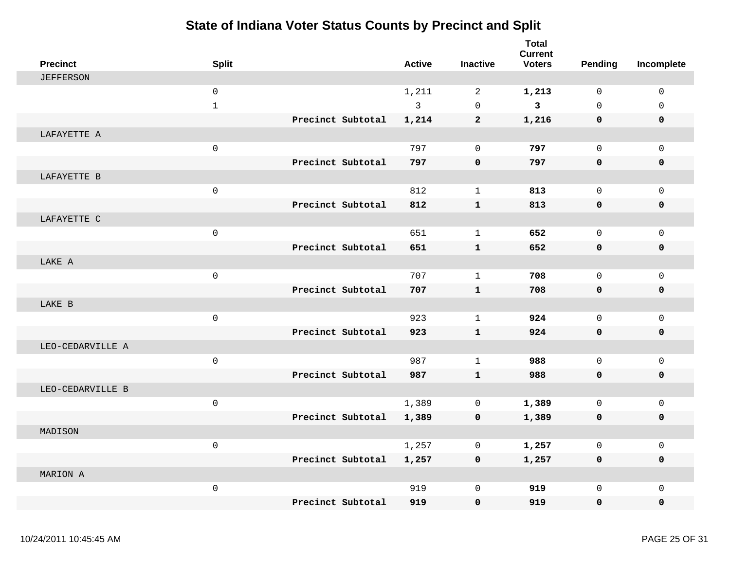# State of Indiana Voter Status Counts by Precinct and Split

| Precinct | Split | | Active | Inactive | Total Current Voters | Pending | Incomplete |
|---|---|---|---|---|---|---|---|
| JEFFERSON | | | | | | | |
| | 0 | | 1,211 | 2 | **1,213** | 0 | 0 |
| | 1 | | 3 | 0 | **3** | 0 | 0 |
| | | **Precinct Subtotal** | **1,214** | **2** | **1,216** | **0** | **0** |
| LAFAYETTE A | | | | | | | |
| | 0 | | 797 | 0 | **797** | 0 | 0 |
| | | **Precinct Subtotal** | **797** | **0** | **797** | **0** | **0** |
| LAFAYETTE B | | | | | | | |
| | 0 | | 812 | 1 | **813** | 0 | 0 |
| | | **Precinct Subtotal** | **812** | **1** | **813** | **0** | **0** |
| LAFAYETTE C | | | | | | | |
| | 0 | | 651 | 1 | **652** | 0 | 0 |
| | | **Precinct Subtotal** | **651** | **1** | **652** | **0** | **0** |
| LAKE A | | | | | | | |
| | 0 | | 707 | 1 | **708** | 0 | 0 |
| | | **Precinct Subtotal** | **707** | **1** | **708** | **0** | **0** |
| LAKE B | | | | | | | |
| | 0 | | 923 | 1 | **924** | 0 | 0 |
| | | **Precinct Subtotal** | **923** | **1** | **924** | **0** | **0** |
| LEO-CEDARVILLE A | | | | | | | |
| | 0 | | 987 | 1 | **988** | 0 | 0 |
| | | **Precinct Subtotal** | **987** | **1** | **988** | **0** | **0** |
| LEO-CEDARVILLE B | | | | | | | |
| | 0 | | 1,389 | 0 | **1,389** | 0 | 0 |
| | | **Precinct Subtotal** | **1,389** | **0** | **1,389** | **0** | **0** |
| MADISON | | | | | | | |
| | 0 | | 1,257 | 0 | **1,257** | 0 | 0 |
| | | **Precinct Subtotal** | **1,257** | **0** | **1,257** | **0** | **0** |
| MARION A | | | | | | | |
| | 0 | | 919 | 0 | **919** | 0 | 0 |
| | | **Precinct Subtotal** | **919** | **0** | **919** | **0** | **0** |

10/24/2011 10:45:45 AM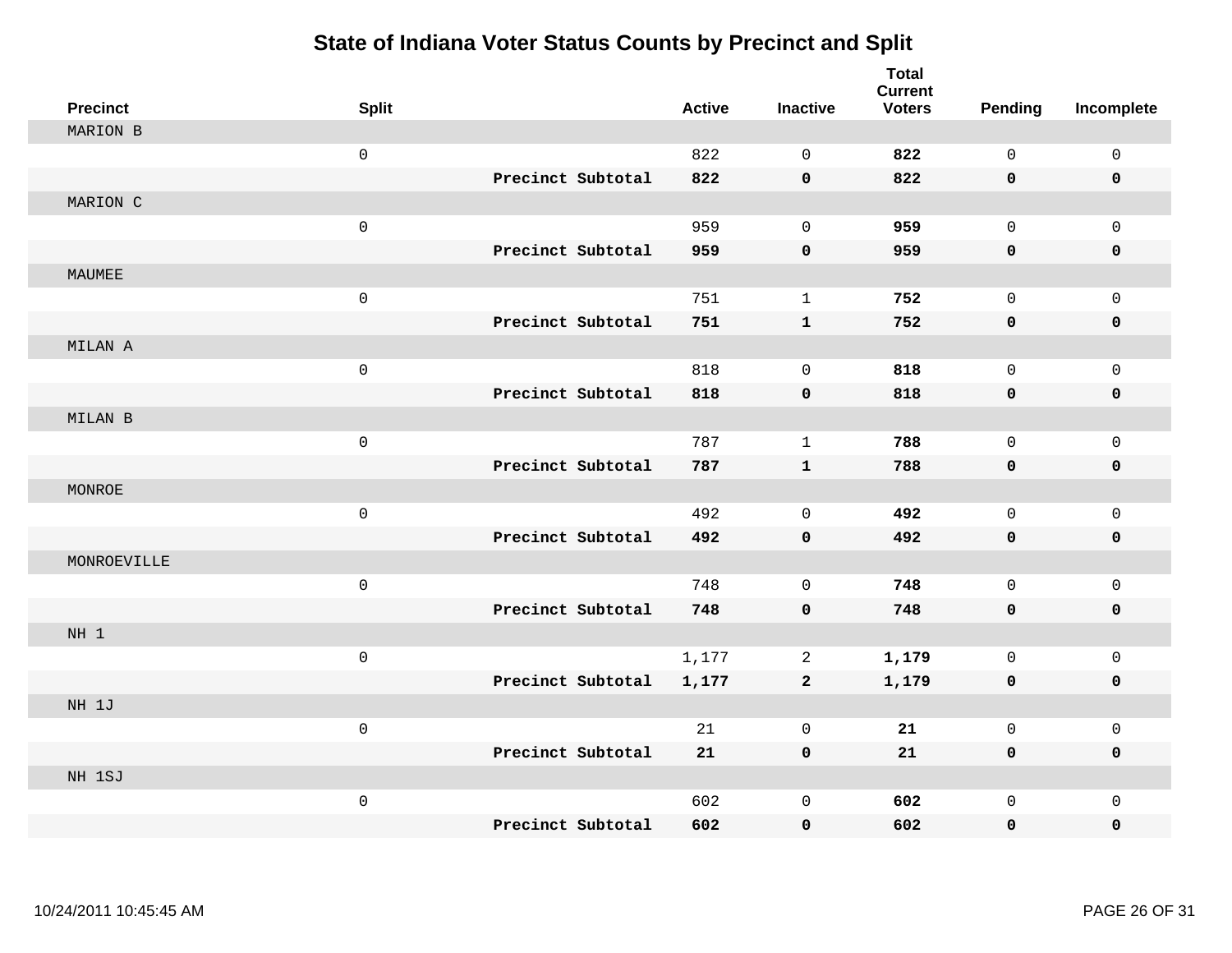# State of Indiana Voter Status Counts by Precinct and Split

| Precinct | Split | | Active | Inactive | Total Current Voters | Pending | Incomplete |
|---|---|---|---|---|---|---|---|
| MARION B | | | | | | | |
| | 0 | | 822 | 0 | **822** | 0 | 0 |
| | | **Precinct Subtotal** | **822** | **0** | **822** | **0** | **0** |
| MARION C | | | | | | | |
| | 0 | | 959 | 0 | **959** | 0 | 0 |
| | | **Precinct Subtotal** | **959** | **0** | **959** | **0** | **0** |
| MAUMEE | | | | | | | |
| | 0 | | 751 | 1 | **752** | 0 | 0 |
| | | **Precinct Subtotal** | **751** | **1** | **752** | **0** | **0** |
| MILAN A | | | | | | | |
| | 0 | | 818 | 0 | **818** | 0 | 0 |
| | | **Precinct Subtotal** | **818** | **0** | **818** | **0** | **0** |
| MILAN B | | | | | | | |
| | 0 | | 787 | 1 | **788** | 0 | 0 |
| | | **Precinct Subtotal** | **787** | **1** | **788** | **0** | **0** |
| MONROE | | | | | | | |
| | 0 | | 492 | 0 | **492** | 0 | 0 |
| | | **Precinct Subtotal** | **492** | **0** | **492** | **0** | **0** |
| MONROEVILLE | | | | | | | |
| | 0 | | 748 | 0 | **748** | 0 | 0 |
| | | **Precinct Subtotal** | **748** | **0** | **748** | **0** | **0** |
| NH 1 | | | | | | | |
| | 0 | | 1,177 | 2 | **1,179** | 0 | 0 |
| | | **Precinct Subtotal** | **1,177** | **2** | **1,179** | **0** | **0** |
| NH 1J | | | | | | | |
| | 0 | | 21 | 0 | **21** | 0 | 0 |
| | | **Precinct Subtotal** | **21** | **0** | **21** | **0** | **0** |
| NH 1SJ | | | | | | | |
| | 0 | | 602 | 0 | **602** | 0 | 0 |
| | | **Precinct Subtotal** | **602** | **0** | **602** | **0** | **0** |

10/24/2011 10:45:45 AM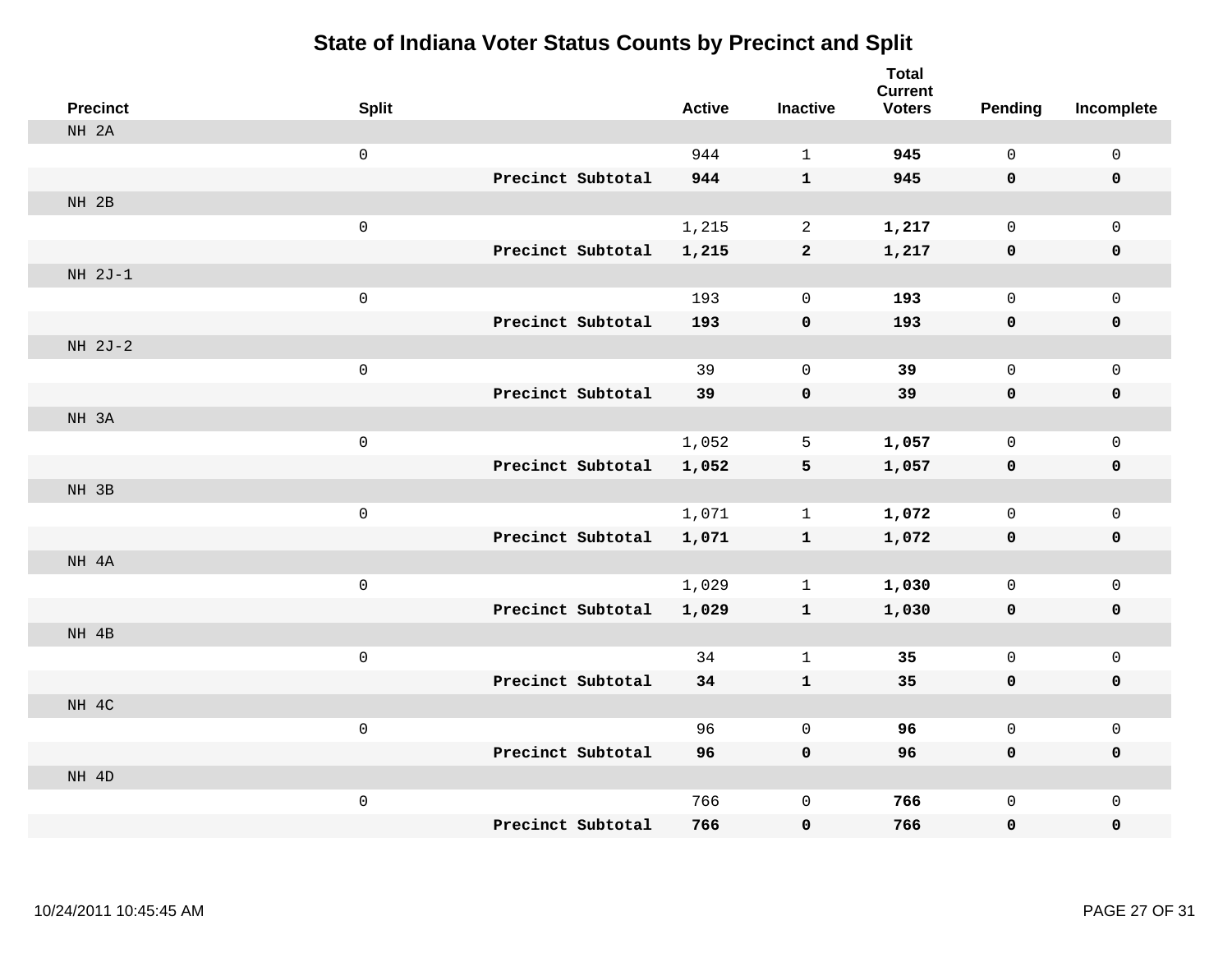# State of Indiana Voter Status Counts by Precinct and Split

| Precinct | Split | | Active | Inactive | Total Current Voters | Pending | Incomplete |
|---|---|---|---|---|---|---|---|
| NH 2A | | | | | | | |
| | 0 | | 944 | 1 | **945** | 0 | 0 |
| | | **Precinct Subtotal** | **944** | **1** | **945** | **0** | **0** |
| NH 2B | | | | | | | |
| | 0 | | 1,215 | 2 | **1,217** | 0 | 0 |
| | | **Precinct Subtotal** | **1,215** | **2** | **1,217** | **0** | **0** |
| NH 2J-1 | | | | | | | |
| | 0 | | 193 | 0 | **193** | 0 | 0 |
| | | **Precinct Subtotal** | **193** | **0** | **193** | **0** | **0** |
| NH 2J-2 | | | | | | | |
| | 0 | | 39 | 0 | **39** | 0 | 0 |
| | | **Precinct Subtotal** | **39** | **0** | **39** | **0** | **0** |
| NH 3A | | | | | | | |
| | 0 | | 1,052 | 5 | **1,057** | 0 | 0 |
| | | **Precinct Subtotal** | **1,052** | **5** | **1,057** | **0** | **0** |
| NH 3B | | | | | | | |
| | 0 | | 1,071 | 1 | **1,072** | 0 | 0 |
| | | **Precinct Subtotal** | **1,071** | **1** | **1,072** | **0** | **0** |
| NH 4A | | | | | | | |
| | 0 | | 1,029 | 1 | **1,030** | 0 | 0 |
| | | **Precinct Subtotal** | **1,029** | **1** | **1,030** | **0** | **0** |
| NH 4B | | | | | | | |
| | 0 | | 34 | 1 | **35** | 0 | 0 |
| | | **Precinct Subtotal** | **34** | **1** | **35** | **0** | **0** |
| NH 4C | | | | | | | |
| | 0 | | 96 | 0 | **96** | 0 | 0 |
| | | **Precinct Subtotal** | **96** | **0** | **96** | **0** | **0** |
| NH 4D | | | | | | | |
| | 0 | | 766 | 0 | **766** | 0 | 0 |
| | | **Precinct Subtotal** | **766** | **0** | **766** | **0** | **0** |

10/24/2011 10:45:45 AM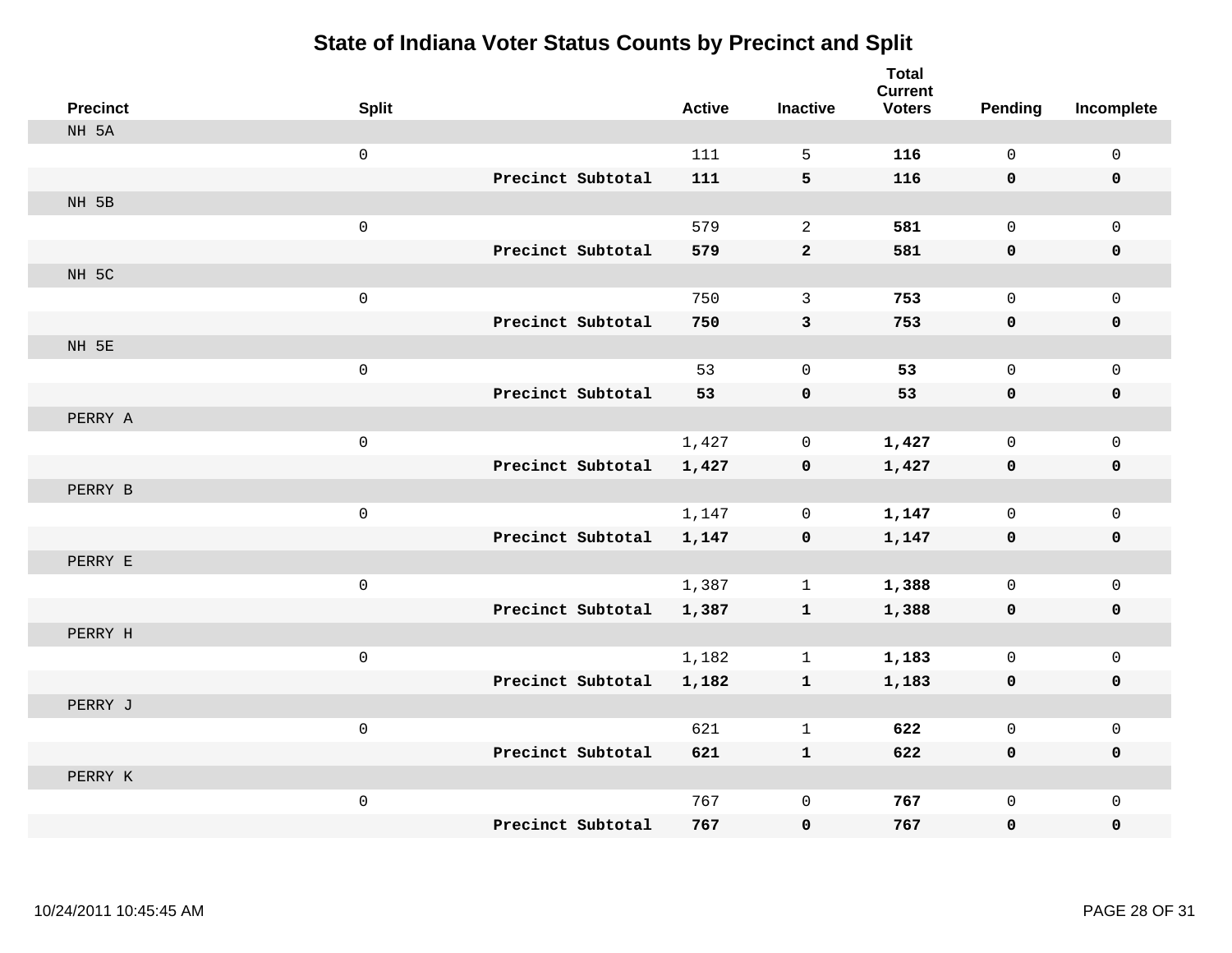# State of Indiana Voter Status Counts by Precinct and Split

| Precinct | Split | | Active | Inactive | Total Current Voters | Pending | Incomplete |
|---|---|---|---|---|---|---|---|
| NH 5A | | | | | | | |
| | 0 | | 111 | 5 | **116** | 0 | 0 |
| | | **Precinct Subtotal** | **111** | **5** | **116** | **0** | **0** |
| NH 5B | | | | | | | |
| | 0 | | 579 | 2 | **581** | 0 | 0 |
| | | **Precinct Subtotal** | **579** | **2** | **581** | **0** | **0** |
| NH 5C | | | | | | | |
| | 0 | | 750 | 3 | **753** | 0 | 0 |
| | | **Precinct Subtotal** | **750** | **3** | **753** | **0** | **0** |
| NH 5E | | | | | | | |
| | 0 | | 53 | 0 | **53** | 0 | 0 |
| | | **Precinct Subtotal** | **53** | **0** | **53** | **0** | **0** |
| PERRY A | | | | | | | |
| | 0 | | 1,427 | 0 | **1,427** | 0 | 0 |
| | | **Precinct Subtotal** | **1,427** | **0** | **1,427** | **0** | **0** |
| PERRY B | | | | | | | |
| | 0 | | 1,147 | 0 | **1,147** | 0 | 0 |
| | | **Precinct Subtotal** | **1,147** | **0** | **1,147** | **0** | **0** |
| PERRY E | | | | | | | |
| | 0 | | 1,387 | 1 | **1,388** | 0 | 0 |
| | | **Precinct Subtotal** | **1,387** | **1** | **1,388** | **0** | **0** |
| PERRY H | | | | | | | |
| | 0 | | 1,182 | 1 | **1,183** | 0 | 0 |
| | | **Precinct Subtotal** | **1,182** | **1** | **1,183** | **0** | **0** |
| PERRY J | | | | | | | |
| | 0 | | 621 | 1 | **622** | 0 | 0 |
| | | **Precinct Subtotal** | **621** | **1** | **622** | **0** | **0** |
| PERRY K | | | | | | | |
| | 0 | | 767 | 0 | **767** | 0 | 0 |
| | | **Precinct Subtotal** | **767** | **0** | **767** | **0** | **0** |

10/24/2011 10:45:45 AM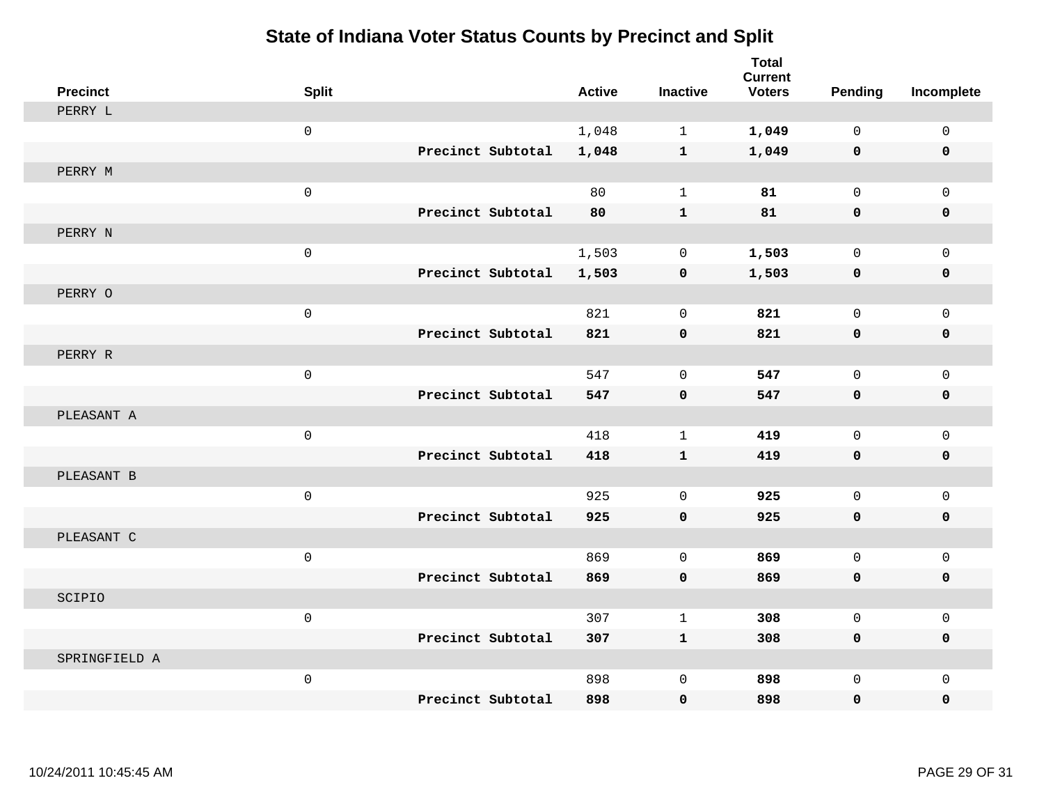# State of Indiana Voter Status Counts by Precinct and Split

| Precinct | Split | | Active | Inactive | Total Current Voters | Pending | Incomplete |
|---|---|---|---|---|---|---|---|
| PERRY L | | | | | | | |
| | 0 | | 1,048 | 1 | **1,049** | 0 | 0 |
| | | **Precinct Subtotal** | **1,048** | **1** | **1,049** | **0** | **0** |
| PERRY M | | | | | | | |
| | 0 | | 80 | 1 | **81** | 0 | 0 |
| | | **Precinct Subtotal** | **80** | **1** | **81** | **0** | **0** |
| PERRY N | | | | | | | |
| | 0 | | 1,503 | 0 | **1,503** | 0 | 0 |
| | | **Precinct Subtotal** | **1,503** | **0** | **1,503** | **0** | **0** |
| PERRY O | | | | | | | |
| | 0 | | 821 | 0 | **821** | 0 | 0 |
| | | **Precinct Subtotal** | **821** | **0** | **821** | **0** | **0** |
| PERRY R | | | | | | | |
| | 0 | | 547 | 0 | **547** | 0 | 0 |
| | | **Precinct Subtotal** | **547** | **0** | **547** | **0** | **0** |
| PLEASANT A | | | | | | | |
| | 0 | | 418 | 1 | **419** | 0 | 0 |
| | | **Precinct Subtotal** | **418** | **1** | **419** | **0** | **0** |
| PLEASANT B | | | | | | | |
| | 0 | | 925 | 0 | **925** | 0 | 0 |
| | | **Precinct Subtotal** | **925** | **0** | **925** | **0** | **0** |
| PLEASANT C | | | | | | | |
| | 0 | | 869 | 0 | **869** | 0 | 0 |
| | | **Precinct Subtotal** | **869** | **0** | **869** | **0** | **0** |
| SCIPIO | | | | | | | |
| | 0 | | 307 | 1 | **308** | 0 | 0 |
| | | **Precinct Subtotal** | **307** | **1** | **308** | **0** | **0** |
| SPRINGFIELD A | | | | | | | |
| | 0 | | 898 | 0 | **898** | 0 | 0 |
| | | **Precinct Subtotal** | **898** | **0** | **898** | **0** | **0** |

10/24/2011 10:45:45 AM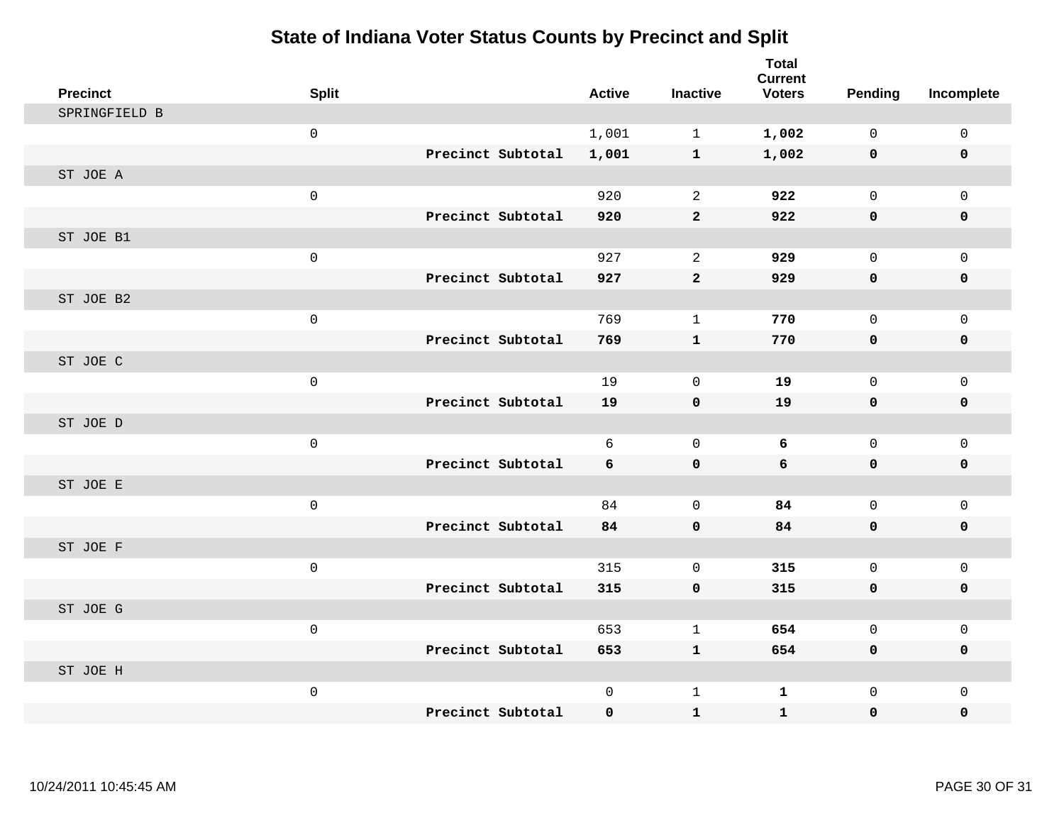# State of Indiana Voter Status Counts by Precinct and Split

| Precinct | Split | | Active | Inactive | Total Current Voters | Pending | Incomplete |
|---|---|---|---|---|---|---|---|
| SPRINGFIELD B | | | | | | | |
| | 0 | | 1,001 | 1 | **1,002** | 0 | 0 |
| | | **Precinct Subtotal** | **1,001** | **1** | **1,002** | **0** | **0** |
| ST JOE A | | | | | | | |
| | 0 | | 920 | 2 | **922** | 0 | 0 |
| | | **Precinct Subtotal** | **920** | **2** | **922** | **0** | **0** |
| ST JOE B1 | | | | | | | |
| | 0 | | 927 | 2 | **929** | 0 | 0 |
| | | **Precinct Subtotal** | **927** | **2** | **929** | **0** | **0** |
| ST JOE B2 | | | | | | | |
| | 0 | | 769 | 1 | **770** | 0 | 0 |
| | | **Precinct Subtotal** | **769** | **1** | **770** | **0** | **0** |
| ST JOE C | | | | | | | |
| | 0 | | 19 | 0 | **19** | 0 | 0 |
| | | **Precinct Subtotal** | **19** | **0** | **19** | **0** | **0** |
| ST JOE D | | | | | | | |
| | 0 | | 6 | 0 | **6** | 0 | 0 |
| | | **Precinct Subtotal** | **6** | **0** | **6** | **0** | **0** |
| ST JOE E | | | | | | | |
| | 0 | | 84 | 0 | **84** | 0 | 0 |
| | | **Precinct Subtotal** | **84** | **0** | **84** | **0** | **0** |
| ST JOE F | | | | | | | |
| | 0 | | 315 | 0 | **315** | 0 | 0 |
| | | **Precinct Subtotal** | **315** | **0** | **315** | **0** | **0** |
| ST JOE G | | | | | | | |
| | 0 | | 653 | 1 | **654** | 0 | 0 |
| | | **Precinct Subtotal** | **653** | **1** | **654** | **0** | **0** |
| ST JOE H | | | | | | | |
| | 0 | | 0 | 1 | **1** | 0 | 0 |
| | | **Precinct Subtotal** | **0** | **1** | **1** | **0** | **0** |

10/24/2011 10:45:45 AM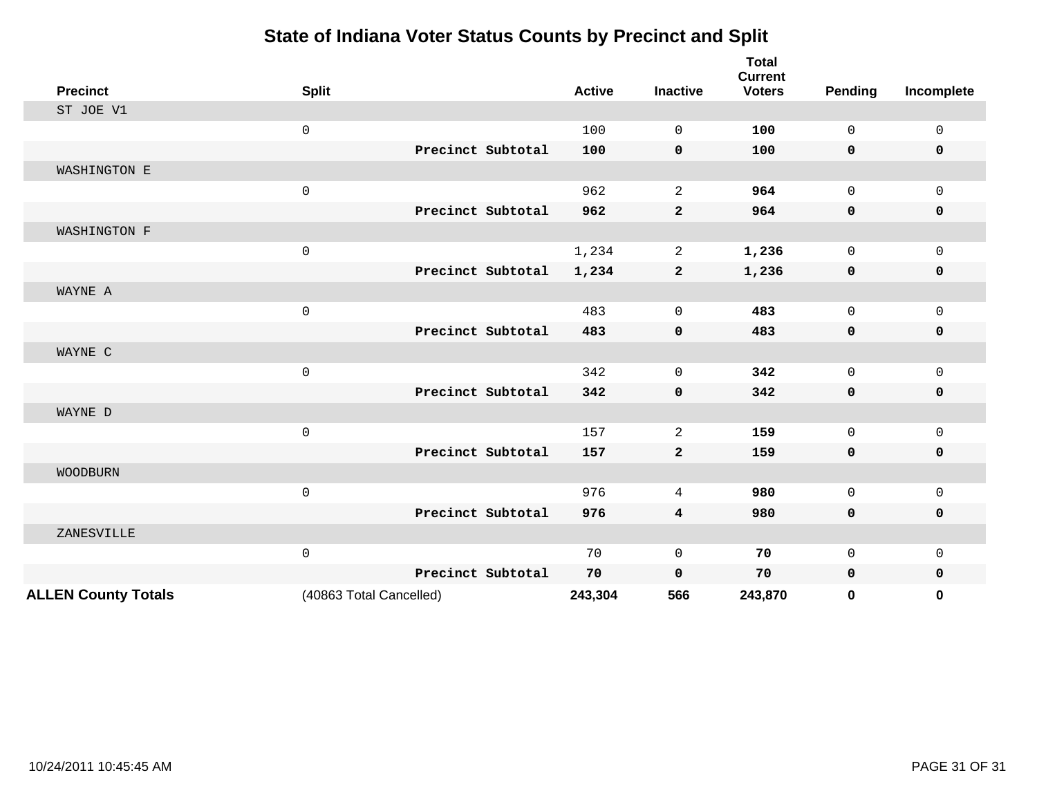# State of Indiana Voter Status Counts by Precinct and Split

| Precinct | Split | | Active | Inactive | Total Current Voters | Pending | Incomplete |
|---|---|---|---|---|---|---|---|
| ST JOE V1 | | | | | | | |
| | 0 | | 100 | 0 | **100** | 0 | 0 |
| | | **Precinct Subtotal** | **100** | **0** | **100** | **0** | **0** |
| WASHINGTON E | | | | | | | |
| | 0 | | 962 | 2 | **964** | 0 | 0 |
| | | **Precinct Subtotal** | **962** | **2** | **964** | **0** | **0** |
| WASHINGTON F | | | | | | | |
| | 0 | | 1,234 | 2 | **1,236** | 0 | 0 |
| | | **Precinct Subtotal** | **1,234** | **2** | **1,236** | **0** | **0** |
| WAYNE A | | | | | | | |
| | 0 | | 483 | 0 | **483** | 0 | 0 |
| | | **Precinct Subtotal** | **483** | **0** | **483** | **0** | **0** |
| WAYNE C | | | | | | | |
| | 0 | | 342 | 0 | **342** | 0 | 0 |
| | | **Precinct Subtotal** | **342** | **0** | **342** | **0** | **0** |
| WAYNE D | | | | | | | |
| | 0 | | 157 | 2 | **159** | 0 | 0 |
| | | **Precinct Subtotal** | **157** | **2** | **159** | **0** | **0** |
| WOODBURN | | | | | | | |
| | 0 | | 976 | 4 | **980** | 0 | 0 |
| | | **Precinct Subtotal** | **976** | **4** | **980** | **0** | **0** |
| ZANESVILLE | | | | | | | |
| | 0 | | 70 | 0 | **70** | 0 | 0 |
| | | **Precinct Subtotal** | **70** | **0** | **70** | **0** | **0** |
| **ALLEN County Totals** | (40863 Total Cancelled) | | **243,304** | **566** | **243,870** | **0** | **0** |

10/24/2011 10:45:45 AM